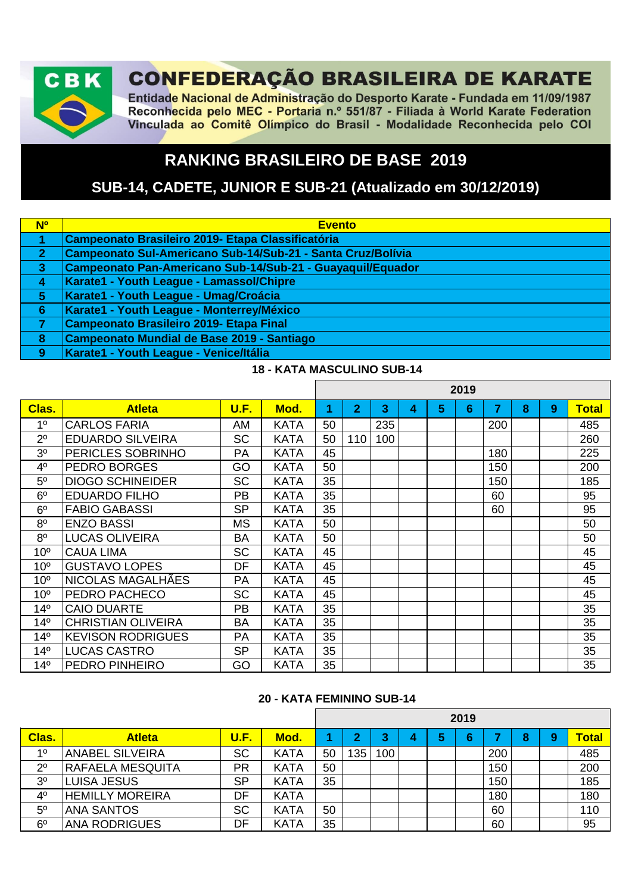# CONFEDERAÇÃO BRASILEIRA DE KARATE

Entidade Nacional de Administração do Desporto Karate - Fundada em 11/09/1987
Reconhecida pelo MEC - Portaria n.º 551/87 - Filiada à World Karate Federation
Vinculada ao Comitê Olímpico do Brasil - Modalidade Reconhecida pelo COI

## RANKING BRASILEIRO DE BASE 2019

## SUB-14, CADETE, JUNIOR E SUB-21 (Atualizado em 30/12/2019)

| Nº | Evento |
|---|---|
| 1 | Campeonato Brasileiro 2019- Etapa Classificatória |
| 2 | Campeonato Sul-Americano Sub-14/Sub-21 - Santa Cruz/Bolívia |
| 3 | Campeonato Pan-Americano Sub-14/Sub-21 - Guayaquil/Equador |
| 4 | Karate1 - Youth League - Lamassol/Chipre |
| 5 | Karate1 - Youth League - Umag/Croácia |
| 6 | Karate1 - Youth League - Monterrey/México |
| 7 | Campeonato Brasileiro 2019- Etapa Final |
| 8 | Campeonato Mundial de Base 2019 - Santiago |
| 9 | Karate1 - Youth League - Venice/Itália |

### 18 - KATA MASCULINO SUB-14

| | | | | 2019 | | | | | | | | | |
|---|---|---|---|---|---|---|---|---|---|---|---|---|---|
| Clas. | Atleta | U.F. | Mod. | 1 | 2 | 3 | 4 | 5 | 6 | 7 | 8 | 9 | Total |
| 1º | CARLOS FARIA | AM | KATA | 50 | | 235 | | | | 200 | | | 485 |
| 2º | EDUARDO SILVEIRA | SC | KATA | 50 | 110 | 100 | | | | | | | 260 |
| 3º | PERICLES SOBRINHO | PA | KATA | 45 | | | | | | 180 | | | 225 |
| 4º | PEDRO BORGES | GO | KATA | 50 | | | | | | 150 | | | 200 |
| 5º | DIOGO SCHINEIDER | SC | KATA | 35 | | | | | | 150 | | | 185 |
| 6º | EDUARDO FILHO | PB | KATA | 35 | | | | | | 60 | | | 95 |
| 6º | FABIO GABASSI | SP | KATA | 35 | | | | | | 60 | | | 95 |
| 8º | ENZO BASSI | MS | KATA | 50 | | | | | | | | | 50 |
| 8º | LUCAS OLIVEIRA | BA | KATA | 50 | | | | | | | | | 50 |
| 10º | CAUA LIMA | SC | KATA | 45 | | | | | | | | | 45 |
| 10º | GUSTAVO LOPES | DF | KATA | 45 | | | | | | | | | 45 |
| 10º | NICOLAS MAGALHÃES | PA | KATA | 45 | | | | | | | | | 45 |
| 10º | PEDRO PACHECO | SC | KATA | 45 | | | | | | | | | 45 |
| 14º | CAIO DUARTE | PB | KATA | 35 | | | | | | | | | 35 |
| 14º | CHRISTIAN OLIVEIRA | BA | KATA | 35 | | | | | | | | | 35 |
| 14º | KEVISON RODRIGUES | PA | KATA | 35 | | | | | | | | | 35 |
| 14º | LUCAS CASTRO | SP | KATA | 35 | | | | | | | | | 35 |
| 14º | PEDRO PINHEIRO | GO | KATA | 35 | | | | | | | | | 35 |

### 20 - KATA FEMININO SUB-14

| | | | | 2019 | | | | | | | | | |
|---|---|---|---|---|---|---|---|---|---|---|---|---|---|
| Clas. | Atleta | U.F. | Mod. | 1 | 2 | 3 | 4 | 5 | 6 | 7 | 8 | 9 | Total |
| 1º | ANABEL SILVEIRA | SC | KATA | 50 | 135 | 100 | | | | 200 | | | 485 |
| 2º | RAFAELA MESQUITA | PR | KATA | 50 | | | | | | 150 | | | 200 |
| 3º | LUISA JESUS | SP | KATA | 35 | | | | | | 150 | | | 185 |
| 4º | HEMILLY MOREIRA | DF | KATA | | | | | | | 180 | | | 180 |
| 5º | ANA SANTOS | SC | KATA | 50 | | | | | | 60 | | | 110 |
| 6º | ANA RODRIGUES | DF | KATA | 35 | | | | | | 60 | | | 95 |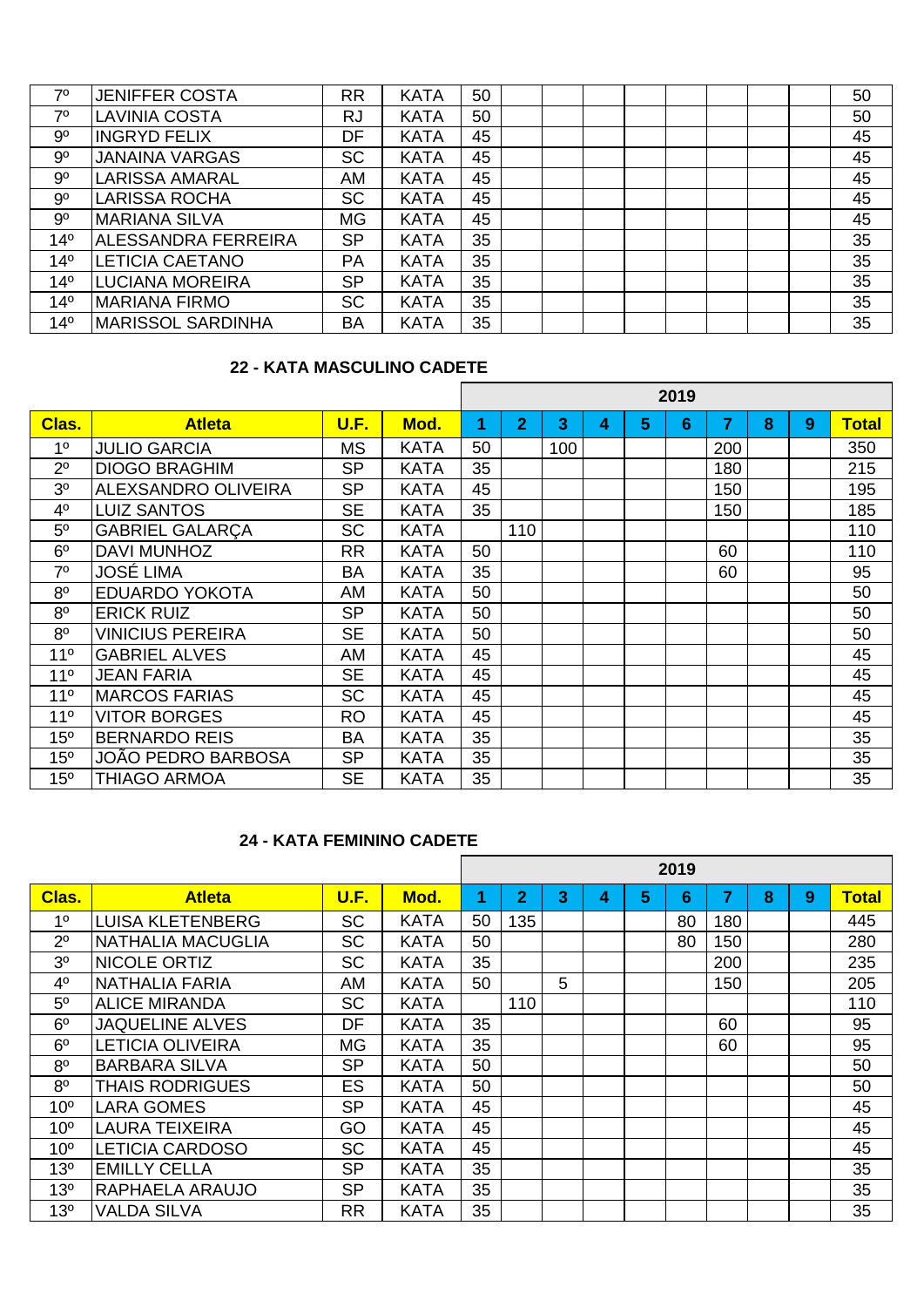| | | | | | | | | | | | | | |
|---|---|---|---|---|---|---|---|---|---|---|---|---|---|
| 7º | JENIFFER COSTA | RR | KATA | 50 | | | | | | | | | 50 |
| 7º | LAVINIA COSTA | RJ | KATA | 50 | | | | | | | | | 50 |
| 9º | INGRYD FELIX | DF | KATA | 45 | | | | | | | | | 45 |
| 9º | JANAINA VARGAS | SC | KATA | 45 | | | | | | | | | 45 |
| 9º | LARISSA AMARAL | AM | KATA | 45 | | | | | | | | | 45 |
| 9º | LARISSA ROCHA | SC | KATA | 45 | | | | | | | | | 45 |
| 9º | MARIANA SILVA | MG | KATA | 45 | | | | | | | | | 45 |
| 14º | ALESSANDRA FERREIRA | SP | KATA | 35 | | | | | | | | | 35 |
| 14º | LETICIA CAETANO | PA | KATA | 35 | | | | | | | | | 35 |
| 14º | LUCIANA MOREIRA | SP | KATA | 35 | | | | | | | | | 35 |
| 14º | MARIANA FIRMO | SC | KATA | 35 | | | | | | | | | 35 |
| 14º | MARISSOL SARDINHA | BA | KATA | 35 | | | | | | | | | 35 |

### 22 - KATA MASCULINO CADETE

| | | | | 2019 | | | | | | | | | |
|---|---|---|---|---|---|---|---|---|---|---|---|---|---|
| **Clas.** | **Atleta** | **U.F.** | **Mod.** | **1** | **2** | **3** | **4** | **5** | **6** | **7** | **8** | **9** | **Total** |
| 1º | JULIO GARCIA | MS | KATA | 50 | | 100 | | | | 200 | | | 350 |
| 2º | DIOGO BRAGHIM | SP | KATA | 35 | | | | | | 180 | | | 215 |
| 3º | ALEXSANDRO OLIVEIRA | SP | KATA | 45 | | | | | | 150 | | | 195 |
| 4º | LUIZ SANTOS | SE | KATA | 35 | | | | | | 150 | | | 185 |
| 5º | GABRIEL GALARÇA | SC | KATA | | 110 | | | | | | | | 110 |
| 6º | DAVI MUNHOZ | RR | KATA | 50 | | | | | | 60 | | | 110 |
| 7º | JOSÉ LIMA | BA | KATA | 35 | | | | | | 60 | | | 95 |
| 8º | EDUARDO YOKOTA | AM | KATA | 50 | | | | | | | | | 50 |
| 8º | ERICK RUIZ | SP | KATA | 50 | | | | | | | | | 50 |
| 8º | VINICIUS PEREIRA | SE | KATA | 50 | | | | | | | | | 50 |
| 11º | GABRIEL ALVES | AM | KATA | 45 | | | | | | | | | 45 |
| 11º | JEAN FARIA | SE | KATA | 45 | | | | | | | | | 45 |
| 11º | MARCOS FARIAS | SC | KATA | 45 | | | | | | | | | 45 |
| 11º | VITOR BORGES | RO | KATA | 45 | | | | | | | | | 45 |
| 15º | BERNARDO REIS | BA | KATA | 35 | | | | | | | | | 35 |
| 15º | JOÃO PEDRO BARBOSA | SP | KATA | 35 | | | | | | | | | 35 |
| 15º | THIAGO ARMOA | SE | KATA | 35 | | | | | | | | | 35 |

### 24 - KATA FEMININO CADETE

| | | | | 2019 | | | | | | | | | |
|---|---|---|---|---|---|---|---|---|---|---|---|---|---|
| **Clas.** | **Atleta** | **U.F.** | **Mod.** | **1** | **2** | **3** | **4** | **5** | **6** | **7** | **8** | **9** | **Total** |
| 1º | LUISA KLETENBERG | SC | KATA | 50 | 135 | | | | 80 | 180 | | | 445 |
| 2º | NATHALIA MACUGLIA | SC | KATA | 50 | | | | | 80 | 150 | | | 280 |
| 3º | NICOLE ORTIZ | SC | KATA | 35 | | | | | | 200 | | | 235 |
| 4º | NATHALIA FARIA | AM | KATA | 50 | | 5 | | | | 150 | | | 205 |
| 5º | ALICE MIRANDA | SC | KATA | | 110 | | | | | | | | 110 |
| 6º | JAQUELINE ALVES | DF | KATA | 35 | | | | | | 60 | | | 95 |
| 6º | LETICIA OLIVEIRA | MG | KATA | 35 | | | | | | 60 | | | 95 |
| 8º | BARBARA SILVA | SP | KATA | 50 | | | | | | | | | 50 |
| 8º | THAIS RODRIGUES | ES | KATA | 50 | | | | | | | | | 50 |
| 10º | LARA GOMES | SP | KATA | 45 | | | | | | | | | 45 |
| 10º | LAURA TEIXEIRA | GO | KATA | 45 | | | | | | | | | 45 |
| 10º | LETICIA CARDOSO | SC | KATA | 45 | | | | | | | | | 45 |
| 13º | EMILLY CELLA | SP | KATA | 35 | | | | | | | | | 35 |
| 13º | RAPHAELA ARAUJO | SP | KATA | 35 | | | | | | | | | 35 |
| 13º | VALDA SILVA | RR | KATA | 35 | | | | | | | | | 35 |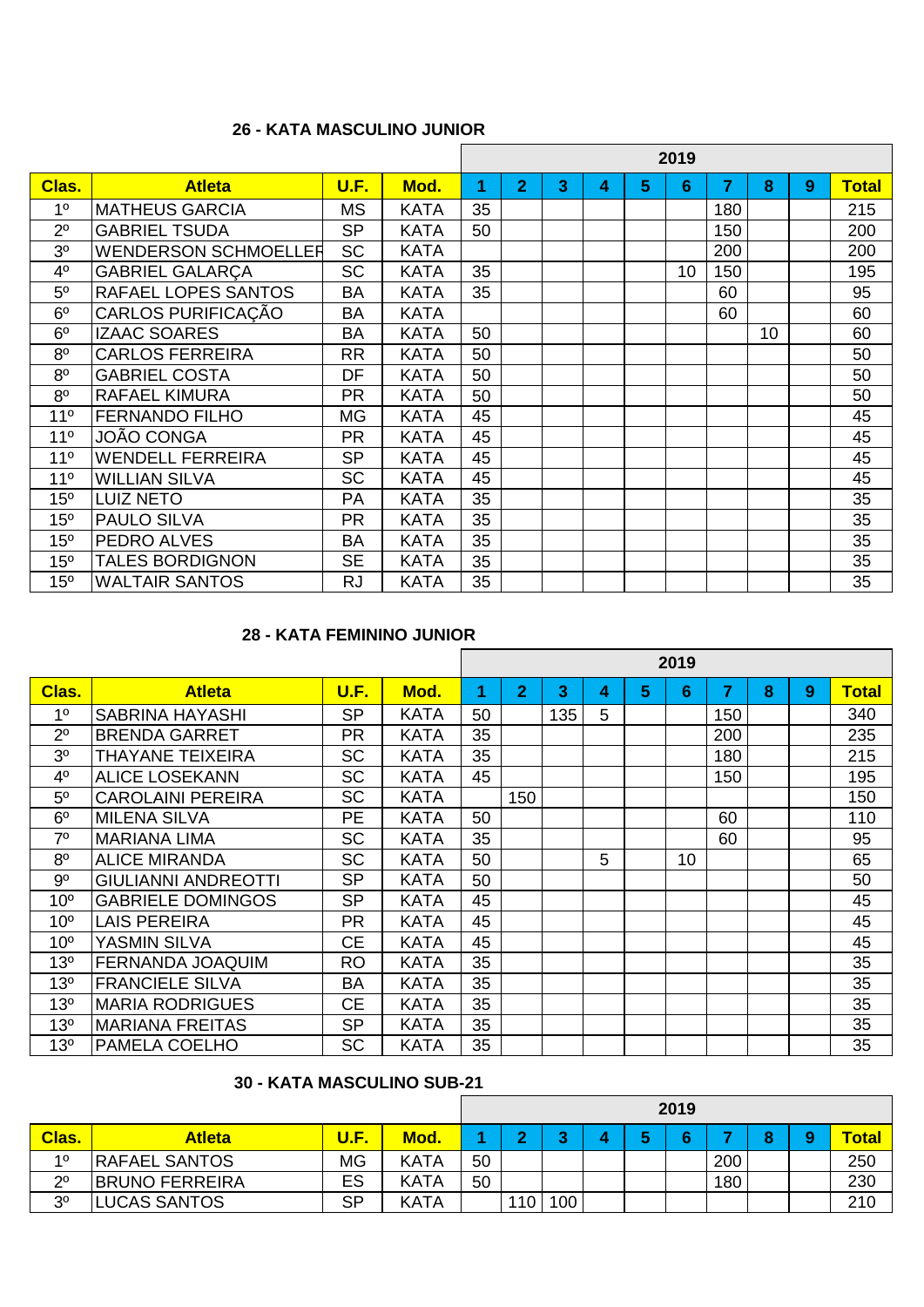### 26 - KATA MASCULINO JUNIOR

| | | | | 2019 | | | | | | | | | |
|---|---|---|---|---|---|---|---|---|---|---|---|---|---|
| **Clas.** | **Atleta** | **U.F.** | **Mod.** | **1** | **2** | **3** | **4** | **5** | **6** | **7** | **8** | **9** | **Total** |
| 1º | MATHEUS GARCIA | MS | KATA | 35 | | | | | | 180 | | | 215 |
| 2º | GABRIEL TSUDA | SP | KATA | 50 | | | | | | 150 | | | 200 |
| 3º | WENDERSON SCHMOELLER | SC | KATA | | | | | | | 200 | | | 200 |
| 4º | GABRIEL GALARÇA | SC | KATA | 35 | | | | | 10 | 150 | | | 195 |
| 5º | RAFAEL LOPES SANTOS | BA | KATA | 35 | | | | | | 60 | | | 95 |
| 6º | CARLOS PURIFICAÇÃO | BA | KATA | | | | | | | 60 | | | 60 |
| 6º | IZAAC SOARES | BA | KATA | 50 | | | | | | | 10 | | 60 |
| 8º | CARLOS FERREIRA | RR | KATA | 50 | | | | | | | | | 50 |
| 8º | GABRIEL COSTA | DF | KATA | 50 | | | | | | | | | 50 |
| 8º | RAFAEL KIMURA | PR | KATA | 50 | | | | | | | | | 50 |
| 11º | FERNANDO FILHO | MG | KATA | 45 | | | | | | | | | 45 |
| 11º | JOÃO CONGA | PR | KATA | 45 | | | | | | | | | 45 |
| 11º | WENDELL FERREIRA | SP | KATA | 45 | | | | | | | | | 45 |
| 11º | WILLIAN SILVA | SC | KATA | 45 | | | | | | | | | 45 |
| 15º | LUIZ NETO | PA | KATA | 35 | | | | | | | | | 35 |
| 15º | PAULO SILVA | PR | KATA | 35 | | | | | | | | | 35 |
| 15º | PEDRO ALVES | BA | KATA | 35 | | | | | | | | | 35 |
| 15º | TALES BORDIGNON | SE | KATA | 35 | | | | | | | | | 35 |
| 15º | WALTAIR SANTOS | RJ | KATA | 35 | | | | | | | | | 35 |

### 28 - KATA FEMININO JUNIOR

| | | | | 2019 | | | | | | | | | |
|---|---|---|---|---|---|---|---|---|---|---|---|---|---|
| **Clas.** | **Atleta** | **U.F.** | **Mod.** | **1** | **2** | **3** | **4** | **5** | **6** | **7** | **8** | **9** | **Total** |
| 1º | SABRINA HAYASHI | SP | KATA | 50 | | 135 | 5 | | | 150 | | | 340 |
| 2º | BRENDA GARRET | PR | KATA | 35 | | | | | | 200 | | | 235 |
| 3º | THAYANE TEIXEIRA | SC | KATA | 35 | | | | | | 180 | | | 215 |
| 4º | ALICE LOSEKANN | SC | KATA | 45 | | | | | | 150 | | | 195 |
| 5º | CAROLAINI PEREIRA | SC | KATA | | 150 | | | | | | | | 150 |
| 6º | MILENA SILVA | PE | KATA | 50 | | | | | | 60 | | | 110 |
| 7º | MARIANA LIMA | SC | KATA | 35 | | | | | | 60 | | | 95 |
| 8º | ALICE MIRANDA | SC | KATA | 50 | | | 5 | | 10 | | | | 65 |
| 9º | GIULIANNI ANDREOTTI | SP | KATA | 50 | | | | | | | | | 50 |
| 10º | GABRIELE DOMINGOS | SP | KATA | 45 | | | | | | | | | 45 |
| 10º | LAIS PEREIRA | PR | KATA | 45 | | | | | | | | | 45 |
| 10º | YASMIN SILVA | CE | KATA | 45 | | | | | | | | | 45 |
| 13º | FERNANDA JOAQUIM | RO | KATA | 35 | | | | | | | | | 35 |
| 13º | FRANCIELE SILVA | BA | KATA | 35 | | | | | | | | | 35 |
| 13º | MARIA RODRIGUES | CE | KATA | 35 | | | | | | | | | 35 |
| 13º | MARIANA FREITAS | SP | KATA | 35 | | | | | | | | | 35 |
| 13º | PAMELA COELHO | SC | KATA | 35 | | | | | | | | | 35 |

### 30 - KATA MASCULINO SUB-21

| | | | | 2019 | | | | | | | | | |
|---|---|---|---|---|---|---|---|---|---|---|---|---|---|
| **Clas.** | **Atleta** | **U.F.** | **Mod.** | **1** | **2** | **3** | **4** | **5** | **6** | **7** | **8** | **9** | **Total** |
| 1º | RAFAEL SANTOS | MG | KATA | 50 | | | | | | 200 | | | 250 |
| 2º | BRUNO FERREIRA | ES | KATA | 50 | | | | | | 180 | | | 230 |
| 3º | LUCAS SANTOS | SP | KATA | | 110 | 100 | | | | | | | 210 |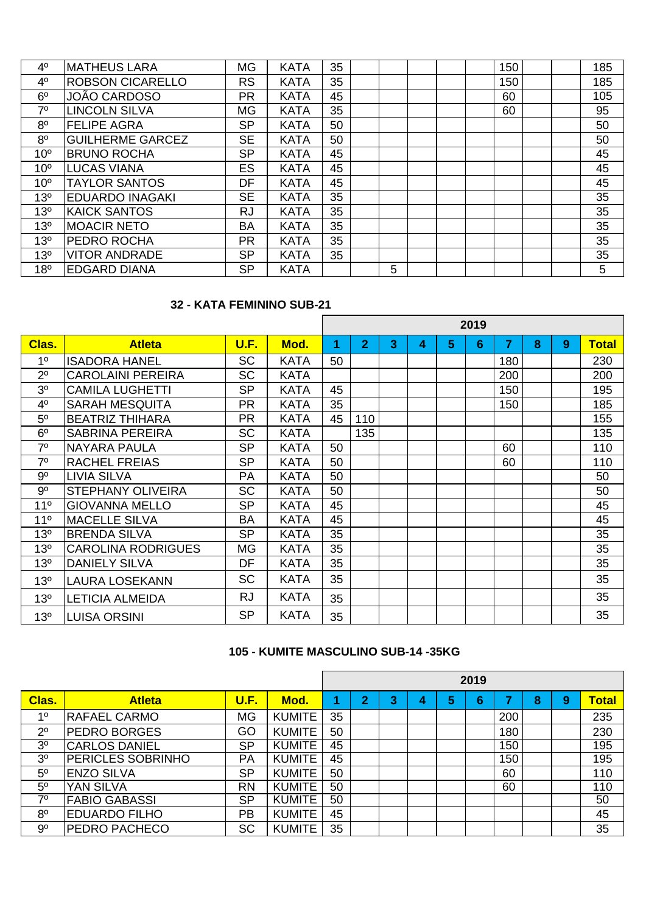| Clas. | Atleta | U.F. | Mod. | 1 | 2 | 3 | 4 | 5 | 6 | 7 | 8 | 9 | Total |
|---|---|---|---|---|---|---|---|---|---|---|---|---|---|
| 4º | MATHEUS LARA | MG | KATA | 35 | | | | | | 150 | | | 185 |
| 4º | ROBSON CICARELLO | RS | KATA | 35 | | | | | | 150 | | | 185 |
| 6º | JOÃO CARDOSO | PR | KATA | 45 | | | | | | 60 | | | 105 |
| 7º | LINCOLN SILVA | MG | KATA | 35 | | | | | | 60 | | | 95 |
| 8º | FELIPE AGRA | SP | KATA | 50 | | | | | | | | | 50 |
| 8º | GUILHERME GARCEZ | SE | KATA | 50 | | | | | | | | | 50 |
| 10º | BRUNO ROCHA | SP | KATA | 45 | | | | | | | | | 45 |
| 10º | LUCAS VIANA | ES | KATA | 45 | | | | | | | | | 45 |
| 10º | TAYLOR SANTOS | DF | KATA | 45 | | | | | | | | | 45 |
| 13º | EDUARDO INAGAKI | SE | KATA | 35 | | | | | | | | | 35 |
| 13º | KAICK SANTOS | RJ | KATA | 35 | | | | | | | | | 35 |
| 13º | MOACIR NETO | BA | KATA | 35 | | | | | | | | | 35 |
| 13º | PEDRO ROCHA | PR | KATA | 35 | | | | | | | | | 35 |
| 13º | VITOR ANDRADE | SP | KATA | 35 | | | | | | | | | 35 |
| 18º | EDGARD DIANA | SP | KATA | | | 5 | | | | | | | 5 |

### 32 - KATA FEMININO SUB-21

| | | | | 2019 | | | | | | | | | |
|---|---|---|---|---|---|---|---|---|---|---|---|---|---|
| Clas. | Atleta | U.F. | Mod. | 1 | 2 | 3 | 4 | 5 | 6 | 7 | 8 | 9 | Total |
| 1º | ISADORA HANEL | SC | KATA | 50 | | | | | | 180 | | | 230 |
| 2º | CAROLAINI PEREIRA | SC | KATA | | | | | | | 200 | | | 200 |
| 3º | CAMILA LUGHETTI | SP | KATA | 45 | | | | | | 150 | | | 195 |
| 4º | SARAH MESQUITA | PR | KATA | 35 | | | | | | 150 | | | 185 |
| 5º | BEATRIZ THIHARA | PR | KATA | 45 | 110 | | | | | | | | 155 |
| 6º | SABRINA PEREIRA | SC | KATA | | 135 | | | | | | | | 135 |
| 7º | NAYARA PAULA | SP | KATA | 50 | | | | | | 60 | | | 110 |
| 7º | RACHEL FREIAS | SP | KATA | 50 | | | | | | 60 | | | 110 |
| 9º | LIVIA SILVA | PA | KATA | 50 | | | | | | | | | 50 |
| 9º | STEPHANY OLIVEIRA | SC | KATA | 50 | | | | | | | | | 50 |
| 11º | GIOVANNA MELLO | SP | KATA | 45 | | | | | | | | | 45 |
| 11º | MACELLE SILVA | BA | KATA | 45 | | | | | | | | | 45 |
| 13º | BRENDA SILVA | SP | KATA | 35 | | | | | | | | | 35 |
| 13º | CAROLINA RODRIGUES | MG | KATA | 35 | | | | | | | | | 35 |
| 13º | DANIELY SILVA | DF | KATA | 35 | | | | | | | | | 35 |
| 13º | LAURA LOSEKANN | SC | KATA | 35 | | | | | | | | | 35 |
| 13º | LETICIA ALMEIDA | RJ | KATA | 35 | | | | | | | | | 35 |
| 13º | LUISA ORSINI | SP | KATA | 35 | | | | | | | | | 35 |

### 105 - KUMITE MASCULINO SUB-14 -35KG

| | | | | 2019 | | | | | | | | | |
|---|---|---|---|---|---|---|---|---|---|---|---|---|---|
| Clas. | Atleta | U.F. | Mod. | 1 | 2 | 3 | 4 | 5 | 6 | 7 | 8 | 9 | Total |
| 1º | RAFAEL CARMO | MG | KUMITE | 35 | | | | | | 200 | | | 235 |
| 2º | PEDRO BORGES | GO | KUMITE | 50 | | | | | | 180 | | | 230 |
| 3º | CARLOS DANIEL | SP | KUMITE | 45 | | | | | | 150 | | | 195 |
| 3º | PERICLES SOBRINHO | PA | KUMITE | 45 | | | | | | 150 | | | 195 |
| 5º | ENZO SILVA | SP | KUMITE | 50 | | | | | | 60 | | | 110 |
| 5º | YAN SILVA | RN | KUMITE | 50 | | | | | | 60 | | | 110 |
| 7º | FABIO GABASSI | SP | KUMITE | 50 | | | | | | | | | 50 |
| 8º | EDUARDO FILHO | PB | KUMITE | 45 | | | | | | | | | 45 |
| 9º | PEDRO PACHECO | SC | KUMITE | 35 | | | | | | | | | 35 |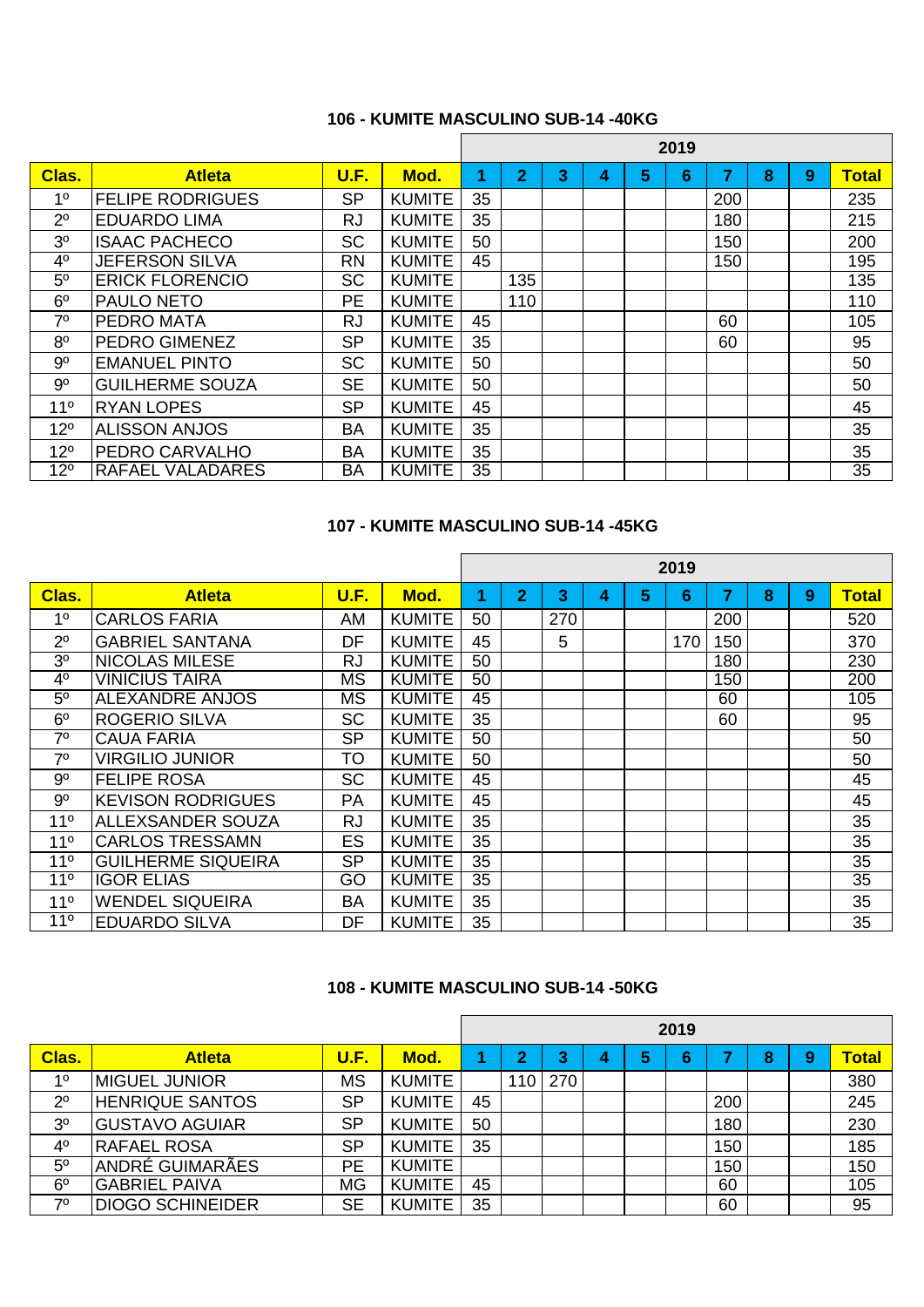### 106 - KUMITE MASCULINO SUB-14 -40KG

| | | | | 2019 | | | | | | | | | |
|---|---|---|---|---|---|---|---|---|---|---|---|---|---|
| **Clas.** | **Atleta** | **U.F.** | **Mod.** | **1** | **2** | **3** | **4** | **5** | **6** | **7** | **8** | **9** | **Total** |
| 1º | FELIPE RODRIGUES | SP | KUMITE | 35 | | | | | | 200 | | | 235 |
| 2º | EDUARDO LIMA | RJ | KUMITE | 35 | | | | | | 180 | | | 215 |
| 3º | ISAAC PACHECO | SC | KUMITE | 50 | | | | | | 150 | | | 200 |
| 4º | JEFERSON SILVA | RN | KUMITE | 45 | | | | | | 150 | | | 195 |
| 5º | ERICK FLORENCIO | SC | KUMITE | | 135 | | | | | | | | 135 |
| 6º | PAULO NETO | PE | KUMITE | | 110 | | | | | | | | 110 |
| 7º | PEDRO MATA | RJ | KUMITE | 45 | | | | | | 60 | | | 105 |
| 8º | PEDRO GIMENEZ | SP | KUMITE | 35 | | | | | | 60 | | | 95 |
| 9º | EMANUEL PINTO | SC | KUMITE | 50 | | | | | | | | | 50 |
| 9º | GUILHERME SOUZA | SE | KUMITE | 50 | | | | | | | | | 50 |
| 11º | RYAN LOPES | SP | KUMITE | 45 | | | | | | | | | 45 |
| 12º | ALISSON ANJOS | BA | KUMITE | 35 | | | | | | | | | 35 |
| 12º | PEDRO CARVALHO | BA | KUMITE | 35 | | | | | | | | | 35 |
| 12º | RAFAEL VALADARES | BA | KUMITE | 35 | | | | | | | | | 35 |

### 107 - KUMITE MASCULINO SUB-14 -45KG

| | | | | 2019 | | | | | | | | | |
|---|---|---|---|---|---|---|---|---|---|---|---|---|---|
| **Clas.** | **Atleta** | **U.F.** | **Mod.** | **1** | **2** | **3** | **4** | **5** | **6** | **7** | **8** | **9** | **Total** |
| 1º | CARLOS FARIA | AM | KUMITE | 50 | | 270 | | | | 200 | | | 520 |
| 2º | GABRIEL SANTANA | DF | KUMITE | 45 | | 5 | | | 170 | 150 | | | 370 |
| 3º | NICOLAS MILESE | RJ | KUMITE | 50 | | | | | | 180 | | | 230 |
| 4º | VINICIUS TAIRA | MS | KUMITE | 50 | | | | | | 150 | | | 200 |
| 5º | ALEXANDRE ANJOS | MS | KUMITE | 45 | | | | | | 60 | | | 105 |
| 6º | ROGERIO SILVA | SC | KUMITE | 35 | | | | | | 60 | | | 95 |
| 7º | CAUA FARIA | SP | KUMITE | 50 | | | | | | | | | 50 |
| 7º | VIRGILIO JUNIOR | TO | KUMITE | 50 | | | | | | | | | 50 |
| 9º | FELIPE ROSA | SC | KUMITE | 45 | | | | | | | | | 45 |
| 9º | KEVISON RODRIGUES | PA | KUMITE | 45 | | | | | | | | | 45 |
| 11º | ALLEXSANDER SOUZA | RJ | KUMITE | 35 | | | | | | | | | 35 |
| 11º | CARLOS TRESSAMN | ES | KUMITE | 35 | | | | | | | | | 35 |
| 11º | GUILHERME SIQUEIRA | SP | KUMITE | 35 | | | | | | | | | 35 |
| 11º | IGOR ELIAS | GO | KUMITE | 35 | | | | | | | | | 35 |
| 11º | WENDEL SIQUEIRA | BA | KUMITE | 35 | | | | | | | | | 35 |
| 11º | EDUARDO SILVA | DF | KUMITE | 35 | | | | | | | | | 35 |

### 108 - KUMITE MASCULINO SUB-14 -50KG

| | | | | 2019 | | | | | | | | | |
|---|---|---|---|---|---|---|---|---|---|---|---|---|---|
| **Clas.** | **Atleta** | **U.F.** | **Mod.** | **1** | **2** | **3** | **4** | **5** | **6** | **7** | **8** | **9** | **Total** |
| 1º | MIGUEL JUNIOR | MS | KUMITE | | 110 | 270 | | | | | | | 380 |
| 2º | HENRIQUE SANTOS | SP | KUMITE | 45 | | | | | | 200 | | | 245 |
| 3º | GUSTAVO AGUIAR | SP | KUMITE | 50 | | | | | | 180 | | | 230 |
| 4º | RAFAEL ROSA | SP | KUMITE | 35 | | | | | | 150 | | | 185 |
| 5º | ANDRÉ GUIMARÃES | PE | KUMITE | | | | | | | 150 | | | 150 |
| 6º | GABRIEL PAIVA | MG | KUMITE | 45 | | | | | | 60 | | | 105 |
| 7º | DIOGO SCHINEIDER | SE | KUMITE | 35 | | | | | | 60 | | | 95 |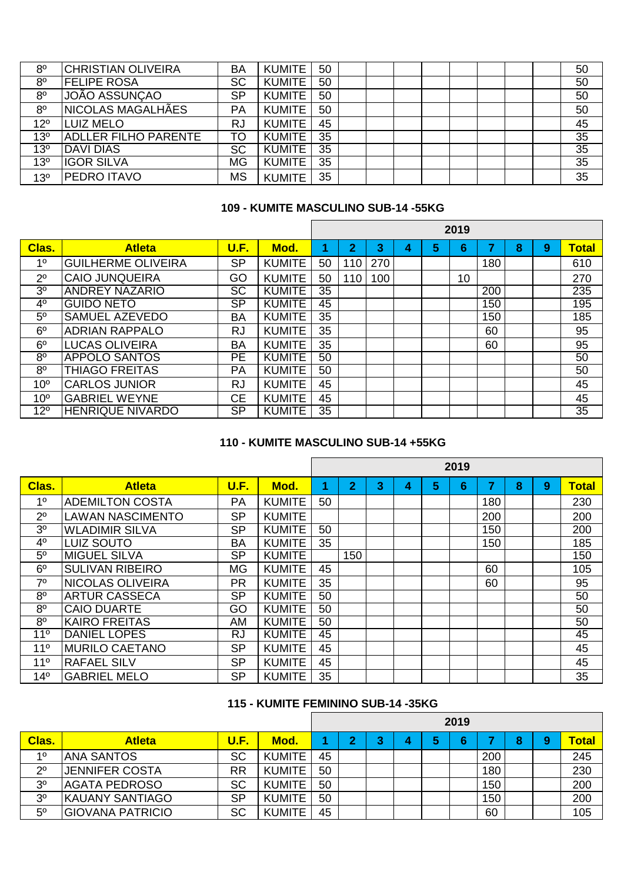| | | | | | | | | | | | | | |
|---|---|---|---|---|---|---|---|---|---|---|---|---|---|
| 8º | CHRISTIAN OLIVEIRA | BA | KUMITE | 50 | | | | | | | | | 50 |
| 8º | FELIPE ROSA | SC | KUMITE | 50 | | | | | | | | | 50 |
| 8º | JOÃO ASSUNÇAO | SP | KUMITE | 50 | | | | | | | | | 50 |
| 8º | NICOLAS MAGALHÃES | PA | KUMITE | 50 | | | | | | | | | 50 |
| 12º | LUIZ MELO | RJ | KUMITE | 45 | | | | | | | | | 45 |
| 13º | ADLLER FILHO PARENTE | TO | KUMITE | 35 | | | | | | | | | 35 |
| 13º | DAVI DIAS | SC | KUMITE | 35 | | | | | | | | | 35 |
| 13º | IGOR SILVA | MG | KUMITE | 35 | | | | | | | | | 35 |
| 13º | PEDRO ITAVO | MS | KUMITE | 35 | | | | | | | | | 35 |

### 109 - KUMITE MASCULINO SUB-14 -55KG

| | | | | 2019 | | | | | | | | | |
|---|---|---|---|---|---|---|---|---|---|---|---|---|---|
| **Clas.** | **Atleta** | **U.F.** | **Mod.** | **1** | **2** | **3** | **4** | **5** | **6** | **7** | **8** | **9** | **Total** |
| 1º | GUILHERME OLIVEIRA | SP | KUMITE | 50 | 110 | 270 | | | | 180 | | | 610 |
| 2º | CAIO JUNQUEIRA | GO | KUMITE | 50 | 110 | 100 | | | 10 | | | | 270 |
| 3º | ANDREY NAZARIO | SC | KUMITE | 35 | | | | | | 200 | | | 235 |
| 4º | GUIDO NETO | SP | KUMITE | 45 | | | | | | 150 | | | 195 |
| 5º | SAMUEL AZEVEDO | BA | KUMITE | 35 | | | | | | 150 | | | 185 |
| 6º | ADRIAN RAPPALO | RJ | KUMITE | 35 | | | | | | 60 | | | 95 |
| 6º | LUCAS OLIVEIRA | BA | KUMITE | 35 | | | | | | 60 | | | 95 |
| 8º | APPOLO SANTOS | PE | KUMITE | 50 | | | | | | | | | 50 |
| 8º | THIAGO FREITAS | PA | KUMITE | 50 | | | | | | | | | 50 |
| 10º | CARLOS JUNIOR | RJ | KUMITE | 45 | | | | | | | | | 45 |
| 10º | GABRIEL WEYNE | CE | KUMITE | 45 | | | | | | | | | 45 |
| 12º | HENRIQUE NIVARDO | SP | KUMITE | 35 | | | | | | | | | 35 |

### 110 - KUMITE MASCULINO SUB-14 +55KG

| | | | | 2019 | | | | | | | | | |
|---|---|---|---|---|---|---|---|---|---|---|---|---|---|
| **Clas.** | **Atleta** | **U.F.** | **Mod.** | **1** | **2** | **3** | **4** | **5** | **6** | **7** | **8** | **9** | **Total** |
| 1º | ADEMILTON COSTA | PA | KUMITE | 50 | | | | | | 180 | | | 230 |
| 2º | LAWAN NASCIMENTO | SP | KUMITE | | | | | | | 200 | | | 200 |
| 3º | WLADIMIR SILVA | SP | KUMITE | 50 | | | | | | 150 | | | 200 |
| 4º | LUIZ SOUTO | BA | KUMITE | 35 | | | | | | 150 | | | 185 |
| 5º | MIGUEL SILVA | SP | KUMITE | | 150 | | | | | | | | 150 |
| 6º | SULIVAN RIBEIRO | MG | KUMITE | 45 | | | | | | 60 | | | 105 |
| 7º | NICOLAS OLIVEIRA | PR | KUMITE | 35 | | | | | | 60 | | | 95 |
| 8º | ARTUR CASSECA | SP | KUMITE | 50 | | | | | | | | | 50 |
| 8º | CAIO DUARTE | GO | KUMITE | 50 | | | | | | | | | 50 |
| 8º | KAIRO FREITAS | AM | KUMITE | 50 | | | | | | | | | 50 |
| 11º | DANIEL LOPES | RJ | KUMITE | 45 | | | | | | | | | 45 |
| 11º | MURILO CAETANO | SP | KUMITE | 45 | | | | | | | | | 45 |
| 11º | RAFAEL SILV | SP | KUMITE | 45 | | | | | | | | | 45 |
| 14º | GABRIEL MELO | SP | KUMITE | 35 | | | | | | | | | 35 |

### 115 - KUMITE FEMININO SUB-14 -35KG

| | | | | 2019 | | | | | | | | | |
|---|---|---|---|---|---|---|---|---|---|---|---|---|---|
| **Clas.** | **Atleta** | **U.F.** | **Mod.** | **1** | **2** | **3** | **4** | **5** | **6** | **7** | **8** | **9** | **Total** |
| 1º | ANA SANTOS | SC | KUMITE | 45 | | | | | | 200 | | | 245 |
| 2º | JENNIFER COSTA | RR | KUMITE | 50 | | | | | | 180 | | | 230 |
| 3º | AGATA PEDROSO | SC | KUMITE | 50 | | | | | | 150 | | | 200 |
| 3º | KAUANY SANTIAGO | SP | KUMITE | 50 | | | | | | 150 | | | 200 |
| 5º | GIOVANA PATRICIO | SC | KUMITE | 45 | | | | | | 60 | | | 105 |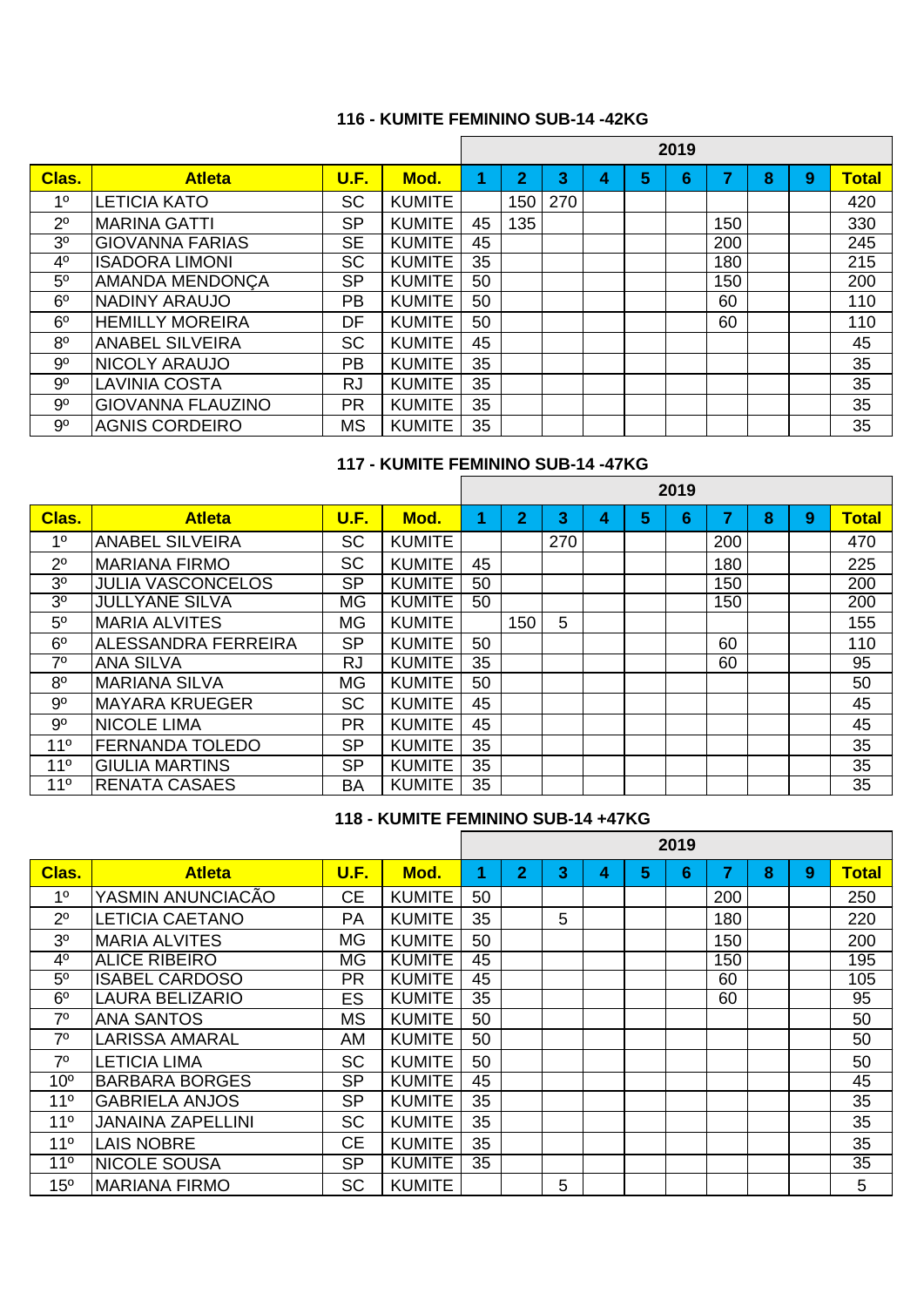### 116 - KUMITE FEMININO SUB-14 -42KG

| | | | | 2019 | | | | | | | | | |
|---|---|---|---|---|---|---|---|---|---|---|---|---|---|
| **Clas.** | **Atleta** | **U.F.** | **Mod.** | **1** | **2** | **3** | **4** | **5** | **6** | **7** | **8** | **9** | **Total** |
| 1º | LETICIA KATO | SC | KUMITE | | 150 | 270 | | | | | | | 420 |
| 2º | MARINA GATTI | SP | KUMITE | 45 | 135 | | | | | 150 | | | 330 |
| 3º | GIOVANNA FARIAS | SE | KUMITE | 45 | | | | | | 200 | | | 245 |
| 4º | ISADORA LIMONI | SC | KUMITE | 35 | | | | | | 180 | | | 215 |
| 5º | AMANDA MENDONÇA | SP | KUMITE | 50 | | | | | | 150 | | | 200 |
| 6º | NADINY ARAUJO | PB | KUMITE | 50 | | | | | | 60 | | | 110 |
| 6º | HEMILLY MOREIRA | DF | KUMITE | 50 | | | | | | 60 | | | 110 |
| 8º | ANABEL SILVEIRA | SC | KUMITE | 45 | | | | | | | | | 45 |
| 9º | NICOLY ARAUJO | PB | KUMITE | 35 | | | | | | | | | 35 |
| 9º | LAVINIA COSTA | RJ | KUMITE | 35 | | | | | | | | | 35 |
| 9º | GIOVANNA FLAUZINO | PR | KUMITE | 35 | | | | | | | | | 35 |
| 9º | AGNIS CORDEIRO | MS | KUMITE | 35 | | | | | | | | | 35 |

### 117 - KUMITE FEMININO SUB-14 -47KG

| | | | | 2019 | | | | | | | | | |
|---|---|---|---|---|---|---|---|---|---|---|---|---|---|
| **Clas.** | **Atleta** | **U.F.** | **Mod.** | **1** | **2** | **3** | **4** | **5** | **6** | **7** | **8** | **9** | **Total** |
| 1º | ANABEL SILVEIRA | SC | KUMITE | | | 270 | | | | 200 | | | 470 |
| 2º | MARIANA FIRMO | SC | KUMITE | 45 | | | | | | 180 | | | 225 |
| 3º | JULIA VASCONCELOS | SP | KUMITE | 50 | | | | | | 150 | | | 200 |
| 3º | JULLYANE SILVA | MG | KUMITE | 50 | | | | | | 150 | | | 200 |
| 5º | MARIA ALVITES | MG | KUMITE | | 150 | 5 | | | | | | | 155 |
| 6º | ALESSANDRA FERREIRA | SP | KUMITE | 50 | | | | | | 60 | | | 110 |
| 7º | ANA SILVA | RJ | KUMITE | 35 | | | | | | 60 | | | 95 |
| 8º | MARIANA SILVA | MG | KUMITE | 50 | | | | | | | | | 50 |
| 9º | MAYARA KRUEGER | SC | KUMITE | 45 | | | | | | | | | 45 |
| 9º | NICOLE LIMA | PR | KUMITE | 45 | | | | | | | | | 45 |
| 11º | FERNANDA TOLEDO | SP | KUMITE | 35 | | | | | | | | | 35 |
| 11º | GIULIA MARTINS | SP | KUMITE | 35 | | | | | | | | | 35 |
| 11º | RENATA CASAES | BA | KUMITE | 35 | | | | | | | | | 35 |

### 118 - KUMITE FEMININO SUB-14 +47KG

| | | | | 2019 | | | | | | | | | |
|---|---|---|---|---|---|---|---|---|---|---|---|---|---|
| **Clas.** | **Atleta** | **U.F.** | **Mod.** | **1** | **2** | **3** | **4** | **5** | **6** | **7** | **8** | **9** | **Total** |
| 1º | YASMIN ANUNCIACÃO | CE | KUMITE | 50 | | | | | | 200 | | | 250 |
| 2º | LETICIA CAETANO | PA | KUMITE | 35 | | 5 | | | | 180 | | | 220 |
| 3º | MARIA ALVITES | MG | KUMITE | 50 | | | | | | 150 | | | 200 |
| 4º | ALICE RIBEIRO | MG | KUMITE | 45 | | | | | | 150 | | | 195 |
| 5º | ISABEL CARDOSO | PR | KUMITE | 45 | | | | | | 60 | | | 105 |
| 6º | LAURA BELIZARIO | ES | KUMITE | 35 | | | | | | 60 | | | 95 |
| 7º | ANA SANTOS | MS | KUMITE | 50 | | | | | | | | | 50 |
| 7º | LARISSA AMARAL | AM | KUMITE | 50 | | | | | | | | | 50 |
| 7º | LETICIA LIMA | SC | KUMITE | 50 | | | | | | | | | 50 |
| 10º | BARBARA BORGES | SP | KUMITE | 45 | | | | | | | | | 45 |
| 11º | GABRIELA ANJOS | SP | KUMITE | 35 | | | | | | | | | 35 |
| 11º | JANAINA ZAPELLINI | SC | KUMITE | 35 | | | | | | | | | 35 |
| 11º | LAIS NOBRE | CE | KUMITE | 35 | | | | | | | | | 35 |
| 11º | NICOLE SOUSA | SP | KUMITE | 35 | | | | | | | | | 35 |
| 15º | MARIANA FIRMO | SC | KUMITE | | | 5 | | | | | | | 5 |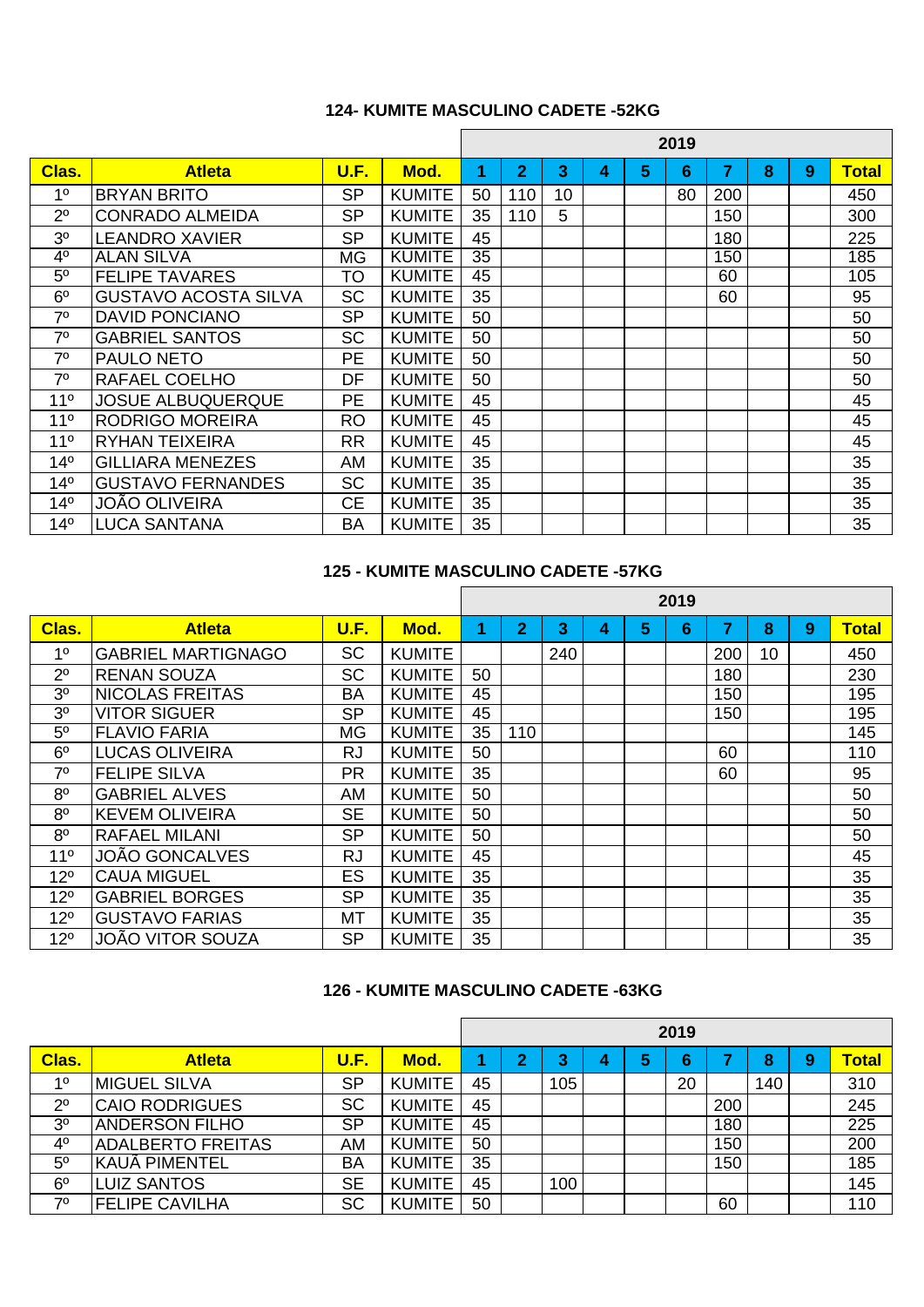### 124- KUMITE MASCULINO CADETE -52KG

| | | | | 2019 | | | | | | | | | |
|---|---|---|---|---|---|---|---|---|---|---|---|---|---|
| Clas. | Atleta | U.F. | Mod. | 1 | 2 | 3 | 4 | 5 | 6 | 7 | 8 | 9 | Total |
| 1º | BRYAN BRITO | SP | KUMITE | 50 | 110 | 10 | | | 80 | 200 | | | 450 |
| 2º | CONRADO ALMEIDA | SP | KUMITE | 35 | 110 | 5 | | | | 150 | | | 300 |
| 3º | LEANDRO XAVIER | SP | KUMITE | 45 | | | | | | 180 | | | 225 |
| 4º | ALAN SILVA | MG | KUMITE | 35 | | | | | | 150 | | | 185 |
| 5º | FELIPE TAVARES | TO | KUMITE | 45 | | | | | | 60 | | | 105 |
| 6º | GUSTAVO ACOSTA SILVA | SC | KUMITE | 35 | | | | | | 60 | | | 95 |
| 7º | DAVID PONCIANO | SP | KUMITE | 50 | | | | | | | | | 50 |
| 7º | GABRIEL SANTOS | SC | KUMITE | 50 | | | | | | | | | 50 |
| 7º | PAULO NETO | PE | KUMITE | 50 | | | | | | | | | 50 |
| 7º | RAFAEL COELHO | DF | KUMITE | 50 | | | | | | | | | 50 |
| 11º | JOSUE ALBUQUERQUE | PE | KUMITE | 45 | | | | | | | | | 45 |
| 11º | RODRIGO MOREIRA | RO | KUMITE | 45 | | | | | | | | | 45 |
| 11º | RYHAN TEIXEIRA | RR | KUMITE | 45 | | | | | | | | | 45 |
| 14º | GILLIARA MENEZES | AM | KUMITE | 35 | | | | | | | | | 35 |
| 14º | GUSTAVO FERNANDES | SC | KUMITE | 35 | | | | | | | | | 35 |
| 14º | JOÃO OLIVEIRA | CE | KUMITE | 35 | | | | | | | | | 35 |
| 14º | LUCA SANTANA | BA | KUMITE | 35 | | | | | | | | | 35 |

### 125 - KUMITE MASCULINO CADETE -57KG

| | | | | 2019 | | | | | | | | | |
|---|---|---|---|---|---|---|---|---|---|---|---|---|---|
| Clas. | Atleta | U.F. | Mod. | 1 | 2 | 3 | 4 | 5 | 6 | 7 | 8 | 9 | Total |
| 1º | GABRIEL MARTIGNAGO | SC | KUMITE | | | 240 | | | | 200 | 10 | | 450 |
| 2º | RENAN SOUZA | SC | KUMITE | 50 | | | | | | 180 | | | 230 |
| 3º | NICOLAS FREITAS | BA | KUMITE | 45 | | | | | | 150 | | | 195 |
| 3º | VITOR SIGUER | SP | KUMITE | 45 | | | | | | 150 | | | 195 |
| 5º | FLAVIO FARIA | MG | KUMITE | 35 | 110 | | | | | | | | 145 |
| 6º | LUCAS OLIVEIRA | RJ | KUMITE | 50 | | | | | | 60 | | | 110 |
| 7º | FELIPE SILVA | PR | KUMITE | 35 | | | | | | 60 | | | 95 |
| 8º | GABRIEL ALVES | AM | KUMITE | 50 | | | | | | | | | 50 |
| 8º | KEVEM OLIVEIRA | SE | KUMITE | 50 | | | | | | | | | 50 |
| 8º | RAFAEL MILANI | SP | KUMITE | 50 | | | | | | | | | 50 |
| 11º | JOÃO GONCALVES | RJ | KUMITE | 45 | | | | | | | | | 45 |
| 12º | CAUA MIGUEL | ES | KUMITE | 35 | | | | | | | | | 35 |
| 12º | GABRIEL BORGES | SP | KUMITE | 35 | | | | | | | | | 35 |
| 12º | GUSTAVO FARIAS | MT | KUMITE | 35 | | | | | | | | | 35 |
| 12º | JOÃO VITOR SOUZA | SP | KUMITE | 35 | | | | | | | | | 35 |

### 126 - KUMITE MASCULINO CADETE -63KG

| | | | | 2019 | | | | | | | | | |
|---|---|---|---|---|---|---|---|---|---|---|---|---|---|
| Clas. | Atleta | U.F. | Mod. | 1 | 2 | 3 | 4 | 5 | 6 | 7 | 8 | 9 | Total |
| 1º | MIGUEL SILVA | SP | KUMITE | 45 | | 105 | | | 20 | | 140 | | 310 |
| 2º | CAIO RODRIGUES | SC | KUMITE | 45 | | | | | | 200 | | | 245 |
| 3º | ANDERSON FILHO | SP | KUMITE | 45 | | | | | | 180 | | | 225 |
| 4º | ADALBERTO FREITAS | AM | KUMITE | 50 | | | | | | 150 | | | 200 |
| 5º | KAUÃ PIMENTEL | BA | KUMITE | 35 | | | | | | 150 | | | 185 |
| 6º | LUIZ SANTOS | SE | KUMITE | 45 | | 100 | | | | | | | 145 |
| 7º | FELIPE CAVILHA | SC | KUMITE | 50 | | | | | | 60 | | | 110 |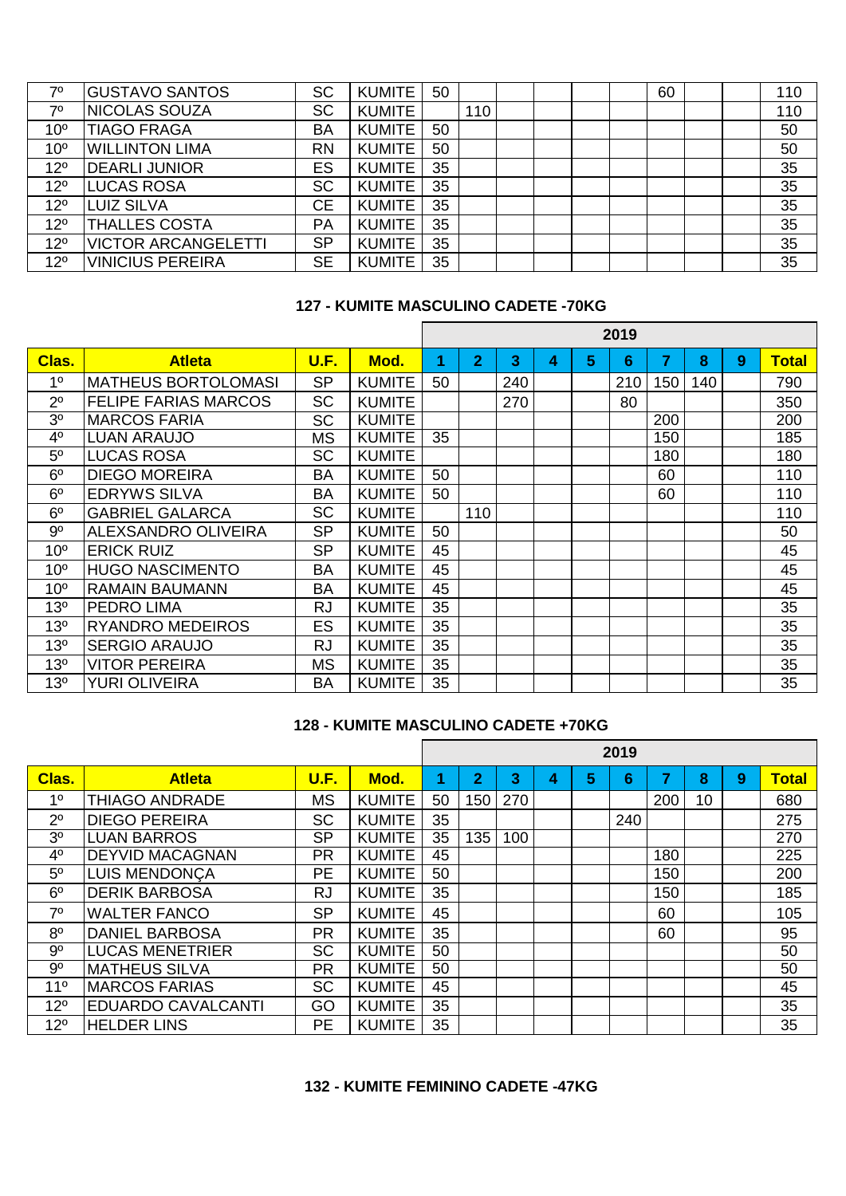| Clas. | Atleta | U.F. | Mod. | 1 | 2 | 3 | 4 | 5 | 6 | 7 | 8 | 9 | Total |
|---|---|---|---|---|---|---|---|---|---|---|---|---|---|
| 7º | GUSTAVO SANTOS | SC | KUMITE | 50 | | | | | | 60 | | | 110 |
| 7º | NICOLAS SOUZA | SC | KUMITE | | 110 | | | | | | | | 110 |
| 10º | TIAGO FRAGA | BA | KUMITE | 50 | | | | | | | | | 50 |
| 10º | WILLINTON LIMA | RN | KUMITE | 50 | | | | | | | | | 50 |
| 12º | DEARLI JUNIOR | ES | KUMITE | 35 | | | | | | | | | 35 |
| 12º | LUCAS ROSA | SC | KUMITE | 35 | | | | | | | | | 35 |
| 12º | LUIZ SILVA | CE | KUMITE | 35 | | | | | | | | | 35 |
| 12º | THALLES COSTA | PA | KUMITE | 35 | | | | | | | | | 35 |
| 12º | VICTOR ARCANGELETTI | SP | KUMITE | 35 | | | | | | | | | 35 |
| 12º | VINICIUS PEREIRA | SE | KUMITE | 35 | | | | | | | | | 35 |

**127 - KUMITE MASCULINO CADETE -70KG**

| | | | | 2019 | | | | | | | | | |
|---|---|---|---|---|---|---|---|---|---|---|---|---|---|
| **Clas.** | **Atleta** | **U.F.** | **Mod.** | **1** | **2** | **3** | **4** | **5** | **6** | **7** | **8** | **9** | **Total** |
| 1º | MATHEUS BORTOLOMASI | SP | KUMITE | 50 | | 240 | | | 210 | 150 | 140 | | 790 |
| 2º | FELIPE FARIAS MARCOS | SC | KUMITE | | | 270 | | | 80 | | | | 350 |
| 3º | MARCOS FARIA | SC | KUMITE | | | | | | | 200 | | | 200 |
| 4º | LUAN ARAUJO | MS | KUMITE | 35 | | | | | | 150 | | | 185 |
| 5º | LUCAS ROSA | SC | KUMITE | | | | | | | 180 | | | 180 |
| 6º | DIEGO MOREIRA | BA | KUMITE | 50 | | | | | | 60 | | | 110 |
| 6º | EDRYWS SILVA | BA | KUMITE | 50 | | | | | | 60 | | | 110 |
| 6º | GABRIEL GALARCA | SC | KUMITE | | 110 | | | | | | | | 110 |
| 9º | ALEXSANDRO OLIVEIRA | SP | KUMITE | 50 | | | | | | | | | 50 |
| 10º | ERICK RUIZ | SP | KUMITE | 45 | | | | | | | | | 45 |
| 10º | HUGO NASCIMENTO | BA | KUMITE | 45 | | | | | | | | | 45 |
| 10º | RAMAIN BAUMANN | BA | KUMITE | 45 | | | | | | | | | 45 |
| 13º | PEDRO LIMA | RJ | KUMITE | 35 | | | | | | | | | 35 |
| 13º | RYANDRO MEDEIROS | ES | KUMITE | 35 | | | | | | | | | 35 |
| 13º | SERGIO ARAUJO | RJ | KUMITE | 35 | | | | | | | | | 35 |
| 13º | VITOR PEREIRA | MS | KUMITE | 35 | | | | | | | | | 35 |
| 13º | YURI OLIVEIRA | BA | KUMITE | 35 | | | | | | | | | 35 |

**128 - KUMITE MASCULINO CADETE +70KG**

| | | | | 2019 | | | | | | | | | |
|---|---|---|---|---|---|---|---|---|---|---|---|---|---|
| **Clas.** | **Atleta** | **U.F.** | **Mod.** | **1** | **2** | **3** | **4** | **5** | **6** | **7** | **8** | **9** | **Total** |
| 1º | THIAGO ANDRADE | MS | KUMITE | 50 | 150 | 270 | | | | 200 | 10 | | 680 |
| 2º | DIEGO PEREIRA | SC | KUMITE | 35 | | | | | 240 | | | | 275 |
| 3º | LUAN BARROS | SP | KUMITE | 35 | 135 | 100 | | | | | | | 270 |
| 4º | DEYVID MACAGNAN | PR | KUMITE | 45 | | | | | | 180 | | | 225 |
| 5º | LUIS MENDONÇA | PE | KUMITE | 50 | | | | | | 150 | | | 200 |
| 6º | DERIK BARBOSA | RJ | KUMITE | 35 | | | | | | 150 | | | 185 |
| 7º | WALTER FANCO | SP | KUMITE | 45 | | | | | | 60 | | | 105 |
| 8º | DANIEL BARBOSA | PR | KUMITE | 35 | | | | | | 60 | | | 95 |
| 9º | LUCAS MENETRIER | SC | KUMITE | 50 | | | | | | | | | 50 |
| 9º | MATHEUS SILVA | PR | KUMITE | 50 | | | | | | | | | 50 |
| 11º | MARCOS FARIAS | SC | KUMITE | 45 | | | | | | | | | 45 |
| 12º | EDUARDO CAVALCANTI | GO | KUMITE | 35 | | | | | | | | | 35 |
| 12º | HELDER LINS | PE | KUMITE | 35 | | | | | | | | | 35 |

**132 - KUMITE FEMININO CADETE -47KG**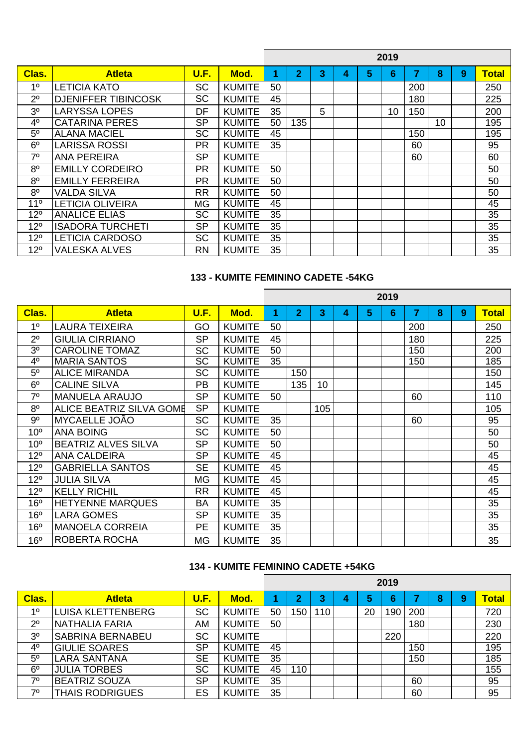| Clas. | Atleta | U.F. | Mod. | 2019 | | | | | | | | | |
|---|---|---|---|---|---|---|---|---|---|---|---|---|---|
| | | | | 1 | 2 | 3 | 4 | 5 | 6 | 7 | 8 | 9 | Total |
| 1º | LETICIA KATO | SC | KUMITE | 50 | | | | | | 200 | | | 250 |
| 2º | DJENIFFER TIBINCOSK | SC | KUMITE | 45 | | | | | | 180 | | | 225 |
| 3º | LARYSSA LOPES | DF | KUMITE | 35 | | 5 | | | 10 | 150 | | | 200 |
| 4º | CATARINA PERES | SP | KUMITE | 50 | 135 | | | | | | 10 | | 195 |
| 5º | ALANA MACIEL | SC | KUMITE | 45 | | | | | | 150 | | | 195 |
| 6º | LARISSA ROSSI | PR | KUMITE | 35 | | | | | | 60 | | | 95 |
| 7º | ANA PEREIRA | SP | KUMITE | | | | | | | 60 | | | 60 |
| 8º | EMILLY CORDEIRO | PR | KUMITE | 50 | | | | | | | | | 50 |
| 8º | EMILLY FERREIRA | PR | KUMITE | 50 | | | | | | | | | 50 |
| 8º | VALDA SILVA | RR | KUMITE | 50 | | | | | | | | | 50 |
| 11º | LETICIA OLIVEIRA | MG | KUMITE | 45 | | | | | | | | | 45 |
| 12º | ANALICE ELIAS | SC | KUMITE | 35 | | | | | | | | | 35 |
| 12º | ISADORA TURCHETI | SP | KUMITE | 35 | | | | | | | | | 35 |
| 12º | LETICIA CARDOSO | SC | KUMITE | 35 | | | | | | | | | 35 |
| 12º | VALESKA ALVES | RN | KUMITE | 35 | | | | | | | | | 35 |

### 133 - KUMITE FEMININO CADETE -54KG

| Clas. | Atleta | U.F. | Mod. | 2019 | | | | | | | | | |
|---|---|---|---|---|---|---|---|---|---|---|---|---|---|
| | | | | 1 | 2 | 3 | 4 | 5 | 6 | 7 | 8 | 9 | Total |
| 1º | LAURA TEIXEIRA | GO | KUMITE | 50 | | | | | | 200 | | | 250 |
| 2º | GIULIA CIRRIANO | SP | KUMITE | 45 | | | | | | 180 | | | 225 |
| 3º | CAROLINE TOMAZ | SC | KUMITE | 50 | | | | | | 150 | | | 200 |
| 4º | MARIA SANTOS | SC | KUMITE | 35 | | | | | | 150 | | | 185 |
| 5º | ALICE MIRANDA | SC | KUMITE | | 150 | | | | | | | | 150 |
| 6º | CALINE SILVA | PB | KUMITE | | 135 | 10 | | | | | | | 145 |
| 7º | MANUELA ARAUJO | SP | KUMITE | 50 | | | | | | 60 | | | 110 |
| 8º | ALICE BEATRIZ SILVA GOME | SP | KUMITE | | | 105 | | | | | | | 105 |
| 9º | MYCAELLE JOÃO | SC | KUMITE | 35 | | | | | | 60 | | | 95 |
| 10º | ANA BOING | SC | KUMITE | 50 | | | | | | | | | 50 |
| 10º | BEATRIZ ALVES SILVA | SP | KUMITE | 50 | | | | | | | | | 50 |
| 12º | ANA CALDEIRA | SP | KUMITE | 45 | | | | | | | | | 45 |
| 12º | GABRIELLA SANTOS | SE | KUMITE | 45 | | | | | | | | | 45 |
| 12º | JULIA SILVA | MG | KUMITE | 45 | | | | | | | | | 45 |
| 12º | KELLY RICHIL | RR | KUMITE | 45 | | | | | | | | | 45 |
| 16º | HETYENNE MARQUES | BA | KUMITE | 35 | | | | | | | | | 35 |
| 16º | LARA GOMES | SP | KUMITE | 35 | | | | | | | | | 35 |
| 16º | MANOELA CORREIA | PE | KUMITE | 35 | | | | | | | | | 35 |
| 16º | ROBERTA ROCHA | MG | KUMITE | 35 | | | | | | | | | 35 |

### 134 - KUMITE FEMININO CADETE +54KG

| Clas. | Atleta | U.F. | Mod. | 2019 | | | | | | | | | |
|---|---|---|---|---|---|---|---|---|---|---|---|---|---|
| | | | | 1 | 2 | 3 | 4 | 5 | 6 | 7 | 8 | 9 | Total |
| 1º | LUISA KLETTENBERG | SC | KUMITE | 50 | 150 | 110 | | 20 | 190 | 200 | | | 720 |
| 2º | NATHALIA FARIA | AM | KUMITE | 50 | | | | | | 180 | | | 230 |
| 3º | SABRINA BERNABEU | SC | KUMITE | | | | | | 220 | | | | 220 |
| 4º | GIULIE SOARES | SP | KUMITE | 45 | | | | | | 150 | | | 195 |
| 5º | LARA SANTANA | SE | KUMITE | 35 | | | | | | 150 | | | 185 |
| 6º | JULIA TORBES | SC | KUMITE | 45 | 110 | | | | | | | | 155 |
| 7º | BEATRIZ SOUZA | SP | KUMITE | 35 | | | | | | 60 | | | 95 |
| 7º | THAIS RODRIGUES | ES | KUMITE | 35 | | | | | | 60 | | | 95 |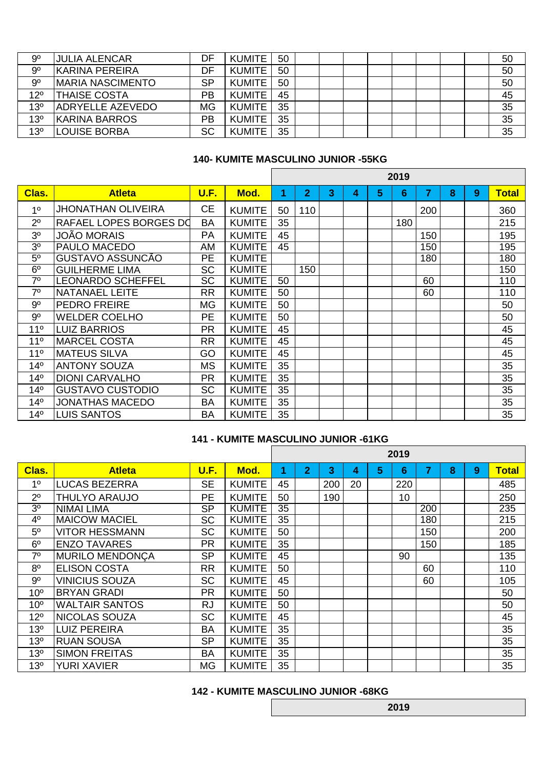| Clas. | Atleta | U.F. | Mod. | 1 | 2 | 3 | 4 | 5 | 6 | 7 | 8 | 9 | Total |
|---|---|---|---|---|---|---|---|---|---|---|---|---|---|
| 9º | JULIA ALENCAR | DF | KUMITE | 50 | | | | | | | | | 50 |
| 9º | KARINA PEREIRA | DF | KUMITE | 50 | | | | | | | | | 50 |
| 9º | MARIA NASCIMENTO | SP | KUMITE | 50 | | | | | | | | | 50 |
| 12º | THAISE COSTA | PB | KUMITE | 45 | | | | | | | | | 45 |
| 13º | ADRYELLE AZEVEDO | MG | KUMITE | 35 | | | | | | | | | 35 |
| 13º | KARINA BARROS | PB | KUMITE | 35 | | | | | | | | | 35 |
| 13º | LOUISE BORBA | SC | KUMITE | 35 | | | | | | | | | 35 |

**140- KUMITE MASCULINO JUNIOR -55KG**

| | | | | 2019 | | | | | | | | | |
|---|---|---|---|---|---|---|---|---|---|---|---|---|---|
| **Clas.** | **Atleta** | **U.F.** | **Mod.** | **1** | **2** | **3** | **4** | **5** | **6** | **7** | **8** | **9** | **Total** |
| 1º | JHONATHAN OLIVEIRA | CE | KUMITE | 50 | 110 | | | | | 200 | | | 360 |
| 2º | RAFAEL LOPES BORGES DO | BA | KUMITE | 35 | | | | | 180 | | | | 215 |
| 3º | JOÃO MORAIS | PA | KUMITE | 45 | | | | | | 150 | | | 195 |
| 3º | PAULO MACEDO | AM | KUMITE | 45 | | | | | | 150 | | | 195 |
| 5º | GUSTAVO ASSUNCÃO | PE | KUMITE | | | | | | | 180 | | | 180 |
| 6º | GUILHERME LIMA | SC | KUMITE | | 150 | | | | | | | | 150 |
| 7º | LEONARDO SCHEFFEL | SC | KUMITE | 50 | | | | | | 60 | | | 110 |
| 7º | NATANAEL LEITE | RR | KUMITE | 50 | | | | | | 60 | | | 110 |
| 9º | PEDRO FREIRE | MG | KUMITE | 50 | | | | | | | | | 50 |
| 9º | WELDER COELHO | PE | KUMITE | 50 | | | | | | | | | 50 |
| 11º | LUIZ BARRIOS | PR | KUMITE | 45 | | | | | | | | | 45 |
| 11º | MARCEL COSTA | RR | KUMITE | 45 | | | | | | | | | 45 |
| 11º | MATEUS SILVA | GO | KUMITE | 45 | | | | | | | | | 45 |
| 14º | ANTONY SOUZA | MS | KUMITE | 35 | | | | | | | | | 35 |
| 14º | DIONI CARVALHO | PR | KUMITE | 35 | | | | | | | | | 35 |
| 14º | GUSTAVO CUSTODIO | SC | KUMITE | 35 | | | | | | | | | 35 |
| 14º | JONATHAS MACEDO | BA | KUMITE | 35 | | | | | | | | | 35 |
| 14º | LUIS SANTOS | BA | KUMITE | 35 | | | | | | | | | 35 |

**141 - KUMITE MASCULINO JUNIOR -61KG**

| | | | | 2019 | | | | | | | | | |
|---|---|---|---|---|---|---|---|---|---|---|---|---|---|
| **Clas.** | **Atleta** | **U.F.** | **Mod.** | **1** | **2** | **3** | **4** | **5** | **6** | **7** | **8** | **9** | **Total** |
| 1º | LUCAS BEZERRA | SE | KUMITE | 45 | | 200 | 20 | | 220 | | | | 485 |
| 2º | THULYO ARAUJO | PE | KUMITE | 50 | | 190 | | | 10 | | | | 250 |
| 3º | NIMAI LIMA | SP | KUMITE | 35 | | | | | | 200 | | | 235 |
| 4º | MAICOW MACIEL | SC | KUMITE | 35 | | | | | | 180 | | | 215 |
| 5º | VITOR HESSMANN | SC | KUMITE | 50 | | | | | | 150 | | | 200 |
| 6º | ENZO TAVARES | PR | KUMITE | 35 | | | | | | 150 | | | 185 |
| 7º | MURILO MENDONÇA | SP | KUMITE | 45 | | | | | 90 | | | | 135 |
| 8º | ELISON COSTA | RR | KUMITE | 50 | | | | | | 60 | | | 110 |
| 9º | VINICIUS SOUZA | SC | KUMITE | 45 | | | | | | 60 | | | 105 |
| 10º | BRYAN GRADI | PR | KUMITE | 50 | | | | | | | | | 50 |
| 10º | WALTAIR SANTOS | RJ | KUMITE | 50 | | | | | | | | | 50 |
| 12º | NICOLAS SOUZA | SC | KUMITE | 45 | | | | | | | | | 45 |
| 13º | LUIZ PEREIRA | BA | KUMITE | 35 | | | | | | | | | 35 |
| 13º | RUAN SOUSA | SP | KUMITE | 35 | | | | | | | | | 35 |
| 13º | SIMON FREITAS | BA | KUMITE | 35 | | | | | | | | | 35 |
| 13º | YURI XAVIER | MG | KUMITE | 35 | | | | | | | | | 35 |

**142 - KUMITE MASCULINO JUNIOR -68KG**

2019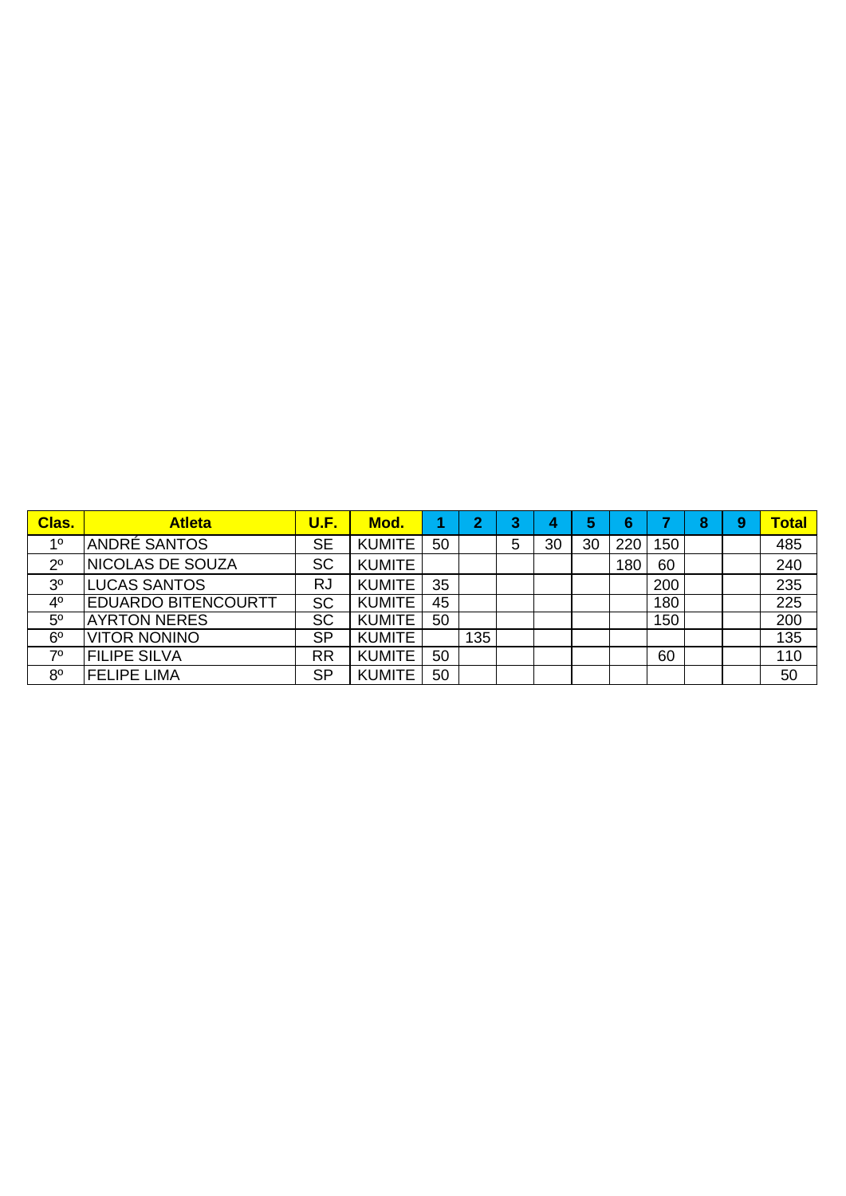| Clas. | Atleta | U.F. | Mod. | 1 | 2 | 3 | 4 | 5 | 6 | 7 | 8 | 9 | Total |
|---|---|---|---|---|---|---|---|---|---|---|---|---|---|
| 1º | ANDRÉ SANTOS | SE | KUMITE | 50 | | 5 | 30 | 30 | 220 | 150 | | | 485 |
| 2º | NICOLAS DE SOUZA | SC | KUMITE | | | | | | 180 | 60 | | | 240 |
| 3º | LUCAS SANTOS | RJ | KUMITE | 35 | | | | | | 200 | | | 235 |
| 4º | EDUARDO BITENCOURTT | SC | KUMITE | 45 | | | | | | 180 | | | 225 |
| 5º | AYRTON NERES | SC | KUMITE | 50 | | | | | | 150 | | | 200 |
| 6º | VITOR NONINO | SP | KUMITE | | 135 | | | | | | | | 135 |
| 7º | FILIPE SILVA | RR | KUMITE | 50 | | | | | | 60 | | | 110 |
| 8º | FELIPE LIMA | SP | KUMITE | 50 | | | | | | | | | 50 |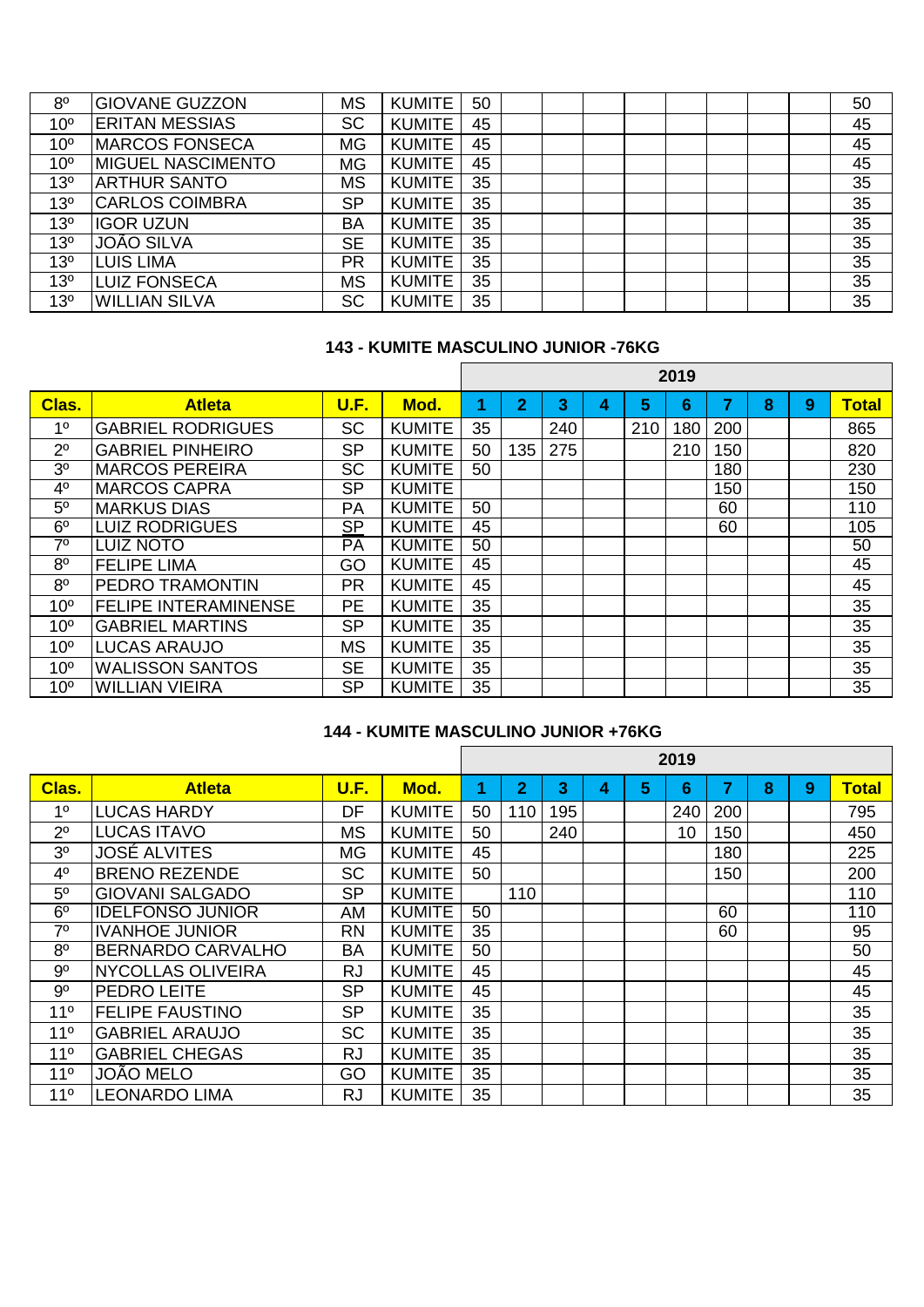| | | | | | | | | | | | | | |
|---|---|---|---|---|---|---|---|---|---|---|---|---|---|
| 8º | GIOVANE GUZZON | MS | KUMITE | 50 | | | | | | | | | 50 |
| 10º | ERITAN MESSIAS | SC | KUMITE | 45 | | | | | | | | | 45 |
| 10º | MARCOS FONSECA | MG | KUMITE | 45 | | | | | | | | | 45 |
| 10º | MIGUEL NASCIMENTO | MG | KUMITE | 45 | | | | | | | | | 45 |
| 13º | ARTHUR SANTO | MS | KUMITE | 35 | | | | | | | | | 35 |
| 13º | CARLOS COIMBRA | SP | KUMITE | 35 | | | | | | | | | 35 |
| 13º | IGOR UZUN | BA | KUMITE | 35 | | | | | | | | | 35 |
| 13º | JOÃO SILVA | SE | KUMITE | 35 | | | | | | | | | 35 |
| 13º | LUIS LIMA | PR | KUMITE | 35 | | | | | | | | | 35 |
| 13º | LUIZ FONSECA | MS | KUMITE | 35 | | | | | | | | | 35 |
| 13º | WILLIAN SILVA | SC | KUMITE | 35 | | | | | | | | | 35 |

### 143 - KUMITE MASCULINO JUNIOR -76KG

| | | | | 2019 | | | | | | | | | |
|---|---|---|---|---|---|---|---|---|---|---|---|---|---|
| **Clas.** | **Atleta** | **U.F.** | **Mod.** | **1** | **2** | **3** | **4** | **5** | **6** | **7** | **8** | **9** | **Total** |
| 1º | GABRIEL RODRIGUES | SC | KUMITE | 35 | | 240 | | 210 | 180 | 200 | | | 865 |
| 2º | GABRIEL PINHEIRO | SP | KUMITE | 50 | 135 | 275 | | | 210 | 150 | | | 820 |
| 3º | MARCOS PEREIRA | SC | KUMITE | 50 | | | | | | 180 | | | 230 |
| 4º | MARCOS CAPRA | SP | KUMITE | | | | | | | 150 | | | 150 |
| 5º | MARKUS DIAS | PA | KUMITE | 50 | | | | | | 60 | | | 110 |
| 6º | LUIZ RODRIGUES | SP | KUMITE | 45 | | | | | | 60 | | | 105 |
| 7º | LUIZ NOTO | PA | KUMITE | 50 | | | | | | | | | 50 |
| 8º | FELIPE LIMA | GO | KUMITE | 45 | | | | | | | | | 45 |
| 8º | PEDRO TRAMONTIN | PR | KUMITE | 45 | | | | | | | | | 45 |
| 10º | FELIPE INTERAMINENSE | PE | KUMITE | 35 | | | | | | | | | 35 |
| 10º | GABRIEL MARTINS | SP | KUMITE | 35 | | | | | | | | | 35 |
| 10º | LUCAS ARAUJO | MS | KUMITE | 35 | | | | | | | | | 35 |
| 10º | WALISSON SANTOS | SE | KUMITE | 35 | | | | | | | | | 35 |
| 10º | WILLIAN VIEIRA | SP | KUMITE | 35 | | | | | | | | | 35 |

### 144 - KUMITE MASCULINO JUNIOR +76KG

| | | | | 2019 | | | | | | | | | |
|---|---|---|---|---|---|---|---|---|---|---|---|---|---|
| **Clas.** | **Atleta** | **U.F.** | **Mod.** | **1** | **2** | **3** | **4** | **5** | **6** | **7** | **8** | **9** | **Total** |
| 1º | LUCAS HARDY | DF | KUMITE | 50 | 110 | 195 | | | 240 | 200 | | | 795 |
| 2º | LUCAS ITAVO | MS | KUMITE | 50 | | 240 | | | 10 | 150 | | | 450 |
| 3º | JOSÉ ALVITES | MG | KUMITE | 45 | | | | | | 180 | | | 225 |
| 4º | BRENO REZENDE | SC | KUMITE | 50 | | | | | | 150 | | | 200 |
| 5º | GIOVANI SALGADO | SP | KUMITE | | 110 | | | | | | | | 110 |
| 6º | IDELFONSO JUNIOR | AM | KUMITE | 50 | | | | | | 60 | | | 110 |
| 7º | IVANHOE JUNIOR | RN | KUMITE | 35 | | | | | | 60 | | | 95 |
| 8º | BERNARDO CARVALHO | BA | KUMITE | 50 | | | | | | | | | 50 |
| 9º | NYCOLLAS OLIVEIRA | RJ | KUMITE | 45 | | | | | | | | | 45 |
| 9º | PEDRO LEITE | SP | KUMITE | 45 | | | | | | | | | 45 |
| 11º | FELIPE FAUSTINO | SP | KUMITE | 35 | | | | | | | | | 35 |
| 11º | GABRIEL ARAUJO | SC | KUMITE | 35 | | | | | | | | | 35 |
| 11º | GABRIEL CHEGAS | RJ | KUMITE | 35 | | | | | | | | | 35 |
| 11º | JOÃO MELO | GO | KUMITE | 35 | | | | | | | | | 35 |
| 11º | LEONARDO LIMA | RJ | KUMITE | 35 | | | | | | | | | 35 |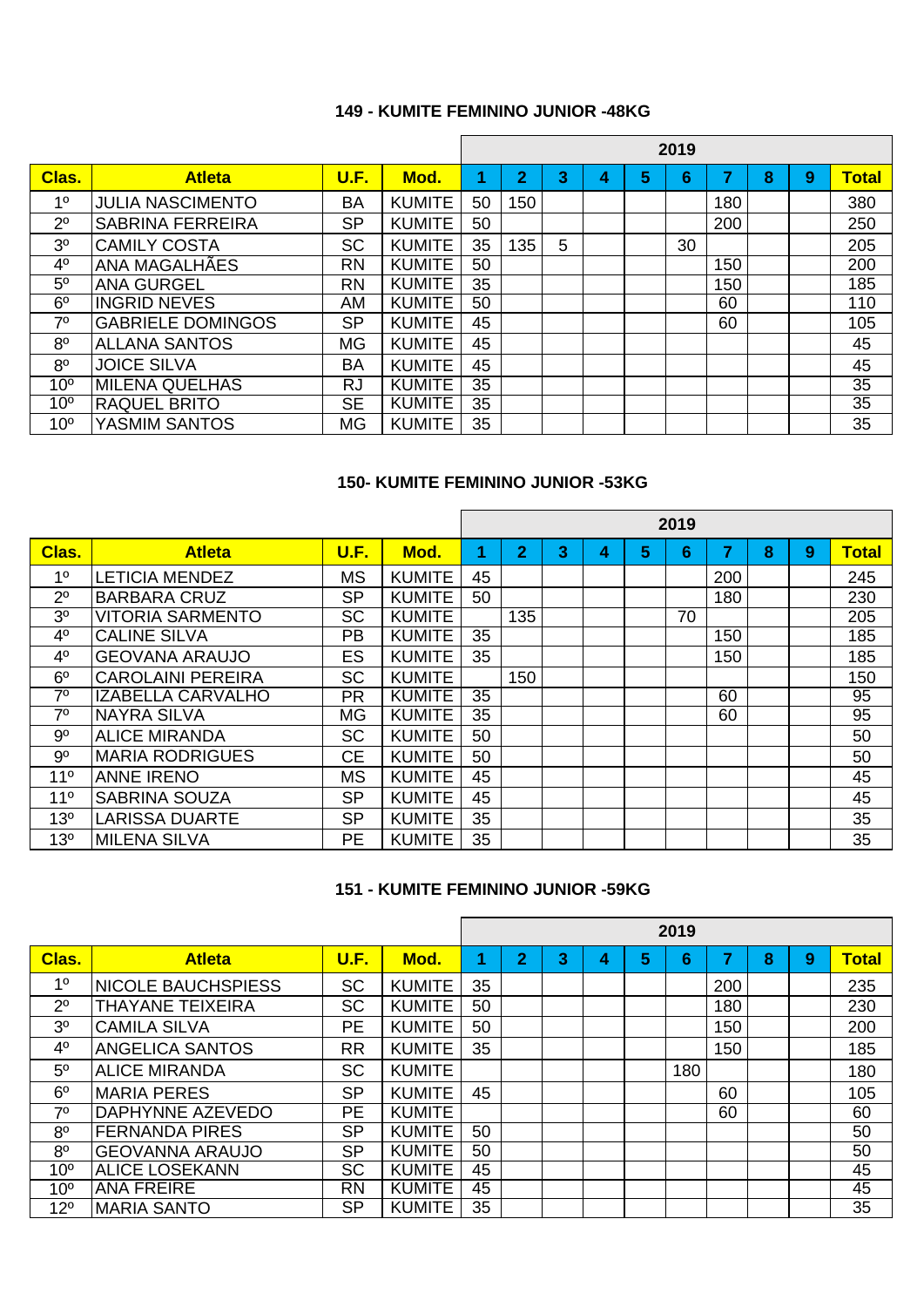### 149 - KUMITE FEMININO JUNIOR -48KG

| | | | | 2019 | | | | | | | | | |
|---|---|---|---|---|---|---|---|---|---|---|---|---|---|
| **Clas.** | **Atleta** | **U.F.** | **Mod.** | **1** | **2** | **3** | **4** | **5** | **6** | **7** | **8** | **9** | **Total** |
| 1º | JULIA NASCIMENTO | BA | KUMITE | 50 | 150 | | | | | 180 | | | 380 |
| 2º | SABRINA FERREIRA | SP | KUMITE | 50 | | | | | | 200 | | | 250 |
| 3º | CAMILY COSTA | SC | KUMITE | 35 | 135 | 5 | | | 30 | | | | 205 |
| 4º | ANA MAGALHÃES | RN | KUMITE | 50 | | | | | | 150 | | | 200 |
| 5º | ANA GURGEL | RN | KUMITE | 35 | | | | | | 150 | | | 185 |
| 6º | INGRID NEVES | AM | KUMITE | 50 | | | | | | 60 | | | 110 |
| 7º | GABRIELE DOMINGOS | SP | KUMITE | 45 | | | | | | 60 | | | 105 |
| 8º | ALLANA SANTOS | MG | KUMITE | 45 | | | | | | | | | 45 |
| 8º | JOICE SILVA | BA | KUMITE | 45 | | | | | | | | | 45 |
| 10º | MILENA QUELHAS | RJ | KUMITE | 35 | | | | | | | | | 35 |
| 10º | RAQUEL BRITO | SE | KUMITE | 35 | | | | | | | | | 35 |
| 10º | YASMIM SANTOS | MG | KUMITE | 35 | | | | | | | | | 35 |

### 150- KUMITE FEMININO JUNIOR -53KG

| | | | | 2019 | | | | | | | | | |
|---|---|---|---|---|---|---|---|---|---|---|---|---|---|
| **Clas.** | **Atleta** | **U.F.** | **Mod.** | **1** | **2** | **3** | **4** | **5** | **6** | **7** | **8** | **9** | **Total** |
| 1º | LETICIA MENDEZ | MS | KUMITE | 45 | | | | | | 200 | | | 245 |
| 2º | BARBARA CRUZ | SP | KUMITE | 50 | | | | | | 180 | | | 230 |
| 3º | VITORIA SARMENTO | SC | KUMITE | | 135 | | | | 70 | | | | 205 |
| 4º | CALINE SILVA | PB | KUMITE | 35 | | | | | | 150 | | | 185 |
| 4º | GEOVANA ARAUJO | ES | KUMITE | 35 | | | | | | 150 | | | 185 |
| 6º | CAROLAINI PEREIRA | SC | KUMITE | | 150 | | | | | | | | 150 |
| 7º | IZABELLA CARVALHO | PR | KUMITE | 35 | | | | | | 60 | | | 95 |
| 7º | NAYRA SILVA | MG | KUMITE | 35 | | | | | | 60 | | | 95 |
| 9º | ALICE MIRANDA | SC | KUMITE | 50 | | | | | | | | | 50 |
| 9º | MARIA RODRIGUES | CE | KUMITE | 50 | | | | | | | | | 50 |
| 11º | ANNE IRENO | MS | KUMITE | 45 | | | | | | | | | 45 |
| 11º | SABRINA SOUZA | SP | KUMITE | 45 | | | | | | | | | 45 |
| 13º | LARISSA DUARTE | SP | KUMITE | 35 | | | | | | | | | 35 |
| 13º | MILENA SILVA | PE | KUMITE | 35 | | | | | | | | | 35 |

### 151 - KUMITE FEMININO JUNIOR -59KG

| | | | | 2019 | | | | | | | | | |
|---|---|---|---|---|---|---|---|---|---|---|---|---|---|
| **Clas.** | **Atleta** | **U.F.** | **Mod.** | **1** | **2** | **3** | **4** | **5** | **6** | **7** | **8** | **9** | **Total** |
| 1º | NICOLE BAUCHSPIESS | SC | KUMITE | 35 | | | | | | 200 | | | 235 |
| 2º | THAYANE TEIXEIRA | SC | KUMITE | 50 | | | | | | 180 | | | 230 |
| 3º | CAMILA SILVA | PE | KUMITE | 50 | | | | | | 150 | | | 200 |
| 4º | ANGELICA SANTOS | RR | KUMITE | 35 | | | | | | 150 | | | 185 |
| 5º | ALICE MIRANDA | SC | KUMITE | | | | | | 180 | | | | 180 |
| 6º | MARIA PERES | SP | KUMITE | 45 | | | | | | 60 | | | 105 |
| 7º | DAPHYNNE AZEVEDO | PE | KUMITE | | | | | | | 60 | | | 60 |
| 8º | FERNANDA PIRES | SP | KUMITE | 50 | | | | | | | | | 50 |
| 8º | GEOVANNA ARAUJO | SP | KUMITE | 50 | | | | | | | | | 50 |
| 10º | ALICE LOSEKANN | SC | KUMITE | 45 | | | | | | | | | 45 |
| 10º | ANA FREIRE | RN | KUMITE | 45 | | | | | | | | | 45 |
| 12º | MARIA SANTO | SP | KUMITE | 35 | | | | | | | | | 35 |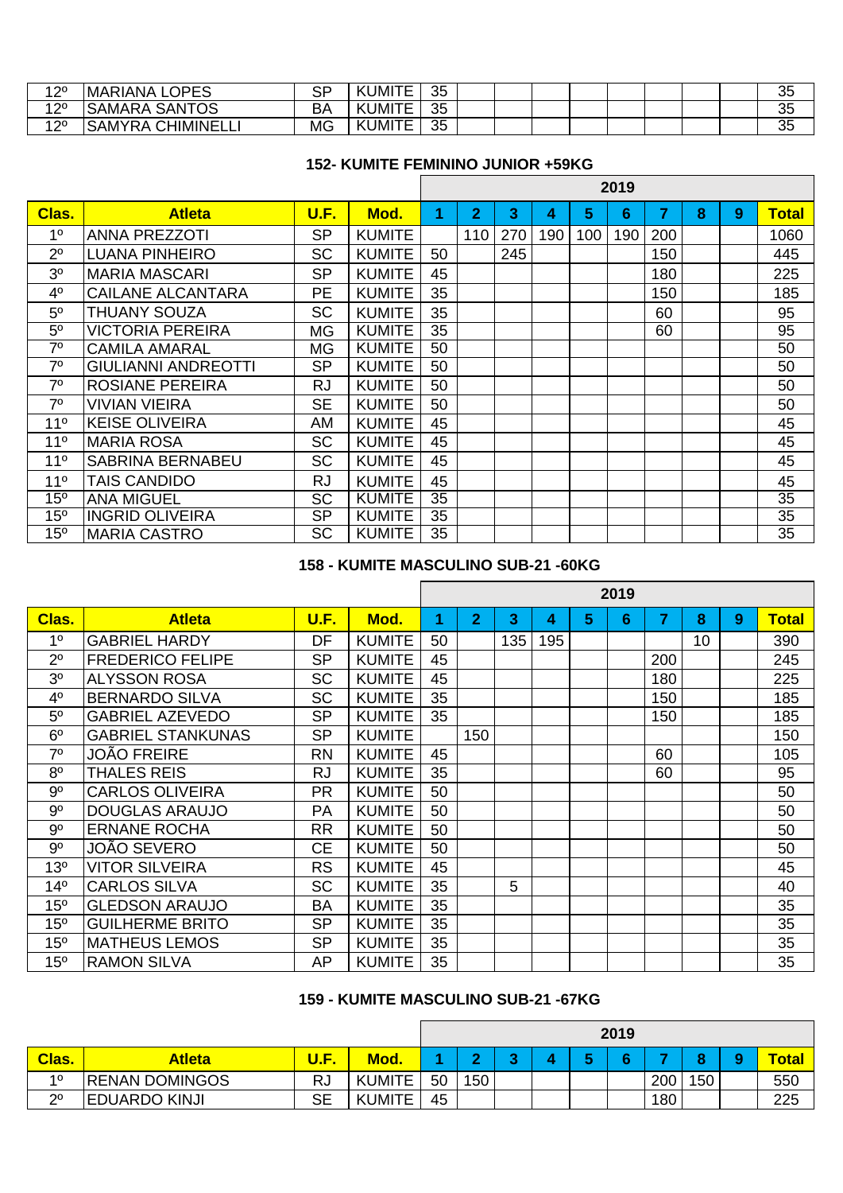| Clas. | Atleta | U.F. | Mod. | 1 | 2 | 3 | 4 | 5 | 6 | 7 | 8 | 9 | Total |
|---|---|---|---|---|---|---|---|---|---|---|---|---|---|
| 12º | MARIANA LOPES | SP | KUMITE | 35 | | | | | | | | | 35 |
| 12º | SAMARA SANTOS | BA | KUMITE | 35 | | | | | | | | | 35 |
| 12º | SAMYRA CHIMINELLI | MG | KUMITE | 35 | | | | | | | | | 35 |

### 152- KUMITE FEMININO JUNIOR +59KG

| | | | | 2019 | | | | | | | | | |
|---|---|---|---|---|---|---|---|---|---|---|---|---|---|
| **Clas.** | **Atleta** | **U.F.** | **Mod.** | **1** | **2** | **3** | **4** | **5** | **6** | **7** | **8** | **9** | **Total** |
| 1º | ANNA PREZZOTI | SP | KUMITE | | 110 | 270 | 190 | 100 | 190 | 200 | | | 1060 |
| 2º | LUANA PINHEIRO | SC | KUMITE | 50 | | 245 | | | | 150 | | | 445 |
| 3º | MARIA MASCARI | SP | KUMITE | 45 | | | | | | 180 | | | 225 |
| 4º | CAILANE ALCANTARA | PE | KUMITE | 35 | | | | | | 150 | | | 185 |
| 5º | THUANY SOUZA | SC | KUMITE | 35 | | | | | | 60 | | | 95 |
| 5º | VICTORIA PEREIRA | MG | KUMITE | 35 | | | | | | 60 | | | 95 |
| 7º | CAMILA AMARAL | MG | KUMITE | 50 | | | | | | | | | 50 |
| 7º | GIULIANNI ANDREOTTI | SP | KUMITE | 50 | | | | | | | | | 50 |
| 7º | ROSIANE PEREIRA | RJ | KUMITE | 50 | | | | | | | | | 50 |
| 7º | VIVIAN VIEIRA | SE | KUMITE | 50 | | | | | | | | | 50 |
| 11º | KEISE OLIVEIRA | AM | KUMITE | 45 | | | | | | | | | 45 |
| 11º | MARIA ROSA | SC | KUMITE | 45 | | | | | | | | | 45 |
| 11º | SABRINA BERNABEU | SC | KUMITE | 45 | | | | | | | | | 45 |
| 11º | TAIS CANDIDO | RJ | KUMITE | 45 | | | | | | | | | 45 |
| 15º | ANA MIGUEL | SC | KUMITE | 35 | | | | | | | | | 35 |
| 15º | INGRID OLIVEIRA | SP | KUMITE | 35 | | | | | | | | | 35 |
| 15º | MARIA CASTRO | SC | KUMITE | 35 | | | | | | | | | 35 |

### 158 - KUMITE MASCULINO SUB-21 -60KG

| | | | | 2019 | | | | | | | | | |
|---|---|---|---|---|---|---|---|---|---|---|---|---|---|
| **Clas.** | **Atleta** | **U.F.** | **Mod.** | **1** | **2** | **3** | **4** | **5** | **6** | **7** | **8** | **9** | **Total** |
| 1º | GABRIEL HARDY | DF | KUMITE | 50 | | 135 | 195 | | | | 10 | | 390 |
| 2º | FREDERICO FELIPE | SP | KUMITE | 45 | | | | | | 200 | | | 245 |
| 3º | ALYSSON ROSA | SC | KUMITE | 45 | | | | | | 180 | | | 225 |
| 4º | BERNARDO SILVA | SC | KUMITE | 35 | | | | | | 150 | | | 185 |
| 5º | GABRIEL AZEVEDO | SP | KUMITE | 35 | | | | | | 150 | | | 185 |
| 6º | GABRIEL STANKUNAS | SP | KUMITE | | 150 | | | | | | | | 150 |
| 7º | JOÃO FREIRE | RN | KUMITE | 45 | | | | | | 60 | | | 105 |
| 8º | THALES REIS | RJ | KUMITE | 35 | | | | | | 60 | | | 95 |
| 9º | CARLOS OLIVEIRA | PR | KUMITE | 50 | | | | | | | | | 50 |
| 9º | DOUGLAS ARAUJO | PA | KUMITE | 50 | | | | | | | | | 50 |
| 9º | ERNANE ROCHA | RR | KUMITE | 50 | | | | | | | | | 50 |
| 9º | JOÃO SEVERO | CE | KUMITE | 50 | | | | | | | | | 50 |
| 13º | VITOR SILVEIRA | RS | KUMITE | 45 | | | | | | | | | 45 |
| 14º | CARLOS SILVA | SC | KUMITE | 35 | | 5 | | | | | | | 40 |
| 15º | GLEDSON ARAUJO | BA | KUMITE | 35 | | | | | | | | | 35 |
| 15º | GUILHERME BRITO | SP | KUMITE | 35 | | | | | | | | | 35 |
| 15º | MATHEUS LEMOS | SP | KUMITE | 35 | | | | | | | | | 35 |
| 15º | RAMON SILVA | AP | KUMITE | 35 | | | | | | | | | 35 |

### 159 - KUMITE MASCULINO SUB-21 -67KG

| | | | | 2019 | | | | | | | | | |
|---|---|---|---|---|---|---|---|---|---|---|---|---|---|
| **Clas.** | **Atleta** | **U.F.** | **Mod.** | **1** | **2** | **3** | **4** | **5** | **6** | **7** | **8** | **9** | **Total** |
| 1º | RENAN DOMINGOS | RJ | KUMITE | 50 | 150 | | | | | 200 | 150 | | 550 |
| 2º | EDUARDO KINJI | SE | KUMITE | 45 | | | | | | 180 | | | 225 |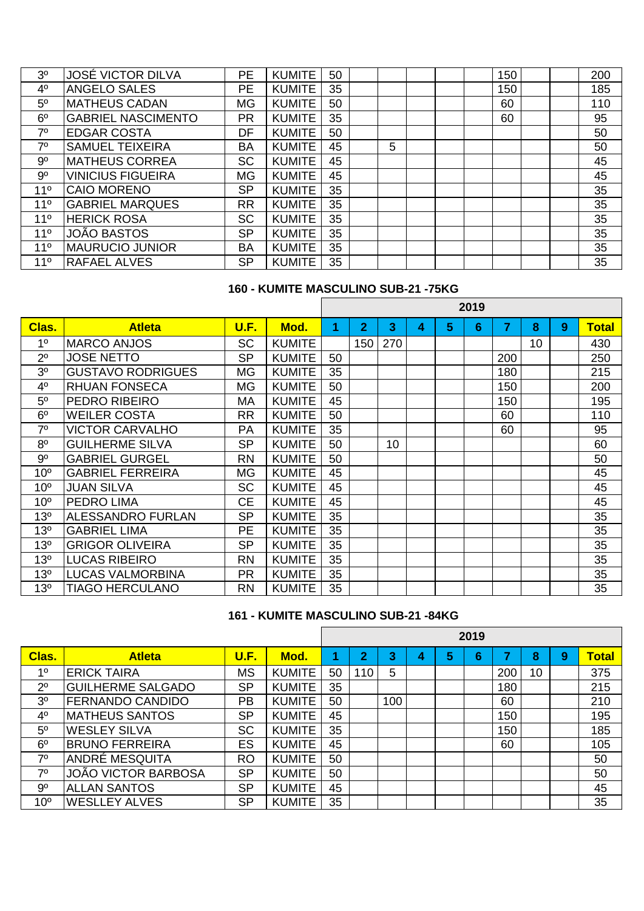| | | | | | | | | | | | | | |
|---|---|---|---|---|---|---|---|---|---|---|---|---|---|
| 3º | JOSÉ VICTOR DILVA | PE | KUMITE | 50 | | | | | | 150 | | | 200 |
| 4º | ANGELO SALES | PE | KUMITE | 35 | | | | | | 150 | | | 185 |
| 5º | MATHEUS CADAN | MG | KUMITE | 50 | | | | | | 60 | | | 110 |
| 6º | GABRIEL NASCIMENTO | PR | KUMITE | 35 | | | | | | 60 | | | 95 |
| 7º | EDGAR COSTA | DF | KUMITE | 50 | | | | | | | | | 50 |
| 7º | SAMUEL TEIXEIRA | BA | KUMITE | 45 | | 5 | | | | | | | 50 |
| 9º | MATHEUS CORREA | SC | KUMITE | 45 | | | | | | | | | 45 |
| 9º | VINICIUS FIGUEIRA | MG | KUMITE | 45 | | | | | | | | | 45 |
| 11º | CAIO MORENO | SP | KUMITE | 35 | | | | | | | | | 35 |
| 11º | GABRIEL MARQUES | RR | KUMITE | 35 | | | | | | | | | 35 |
| 11º | HERICK ROSA | SC | KUMITE | 35 | | | | | | | | | 35 |
| 11º | JOÃO BASTOS | SP | KUMITE | 35 | | | | | | | | | 35 |
| 11º | MAURUCIO JUNIOR | BA | KUMITE | 35 | | | | | | | | | 35 |
| 11º | RAFAEL ALVES | SP | KUMITE | 35 | | | | | | | | | 35 |

## 160 - KUMITE MASCULINO SUB-21 -75KG

| | | | | 2019 | | | | | | | | | |
|---|---|---|---|---|---|---|---|---|---|---|---|---|---|
| **Clas.** | **Atleta** | **U.F.** | **Mod.** | **1** | **2** | **3** | **4** | **5** | **6** | **7** | **8** | **9** | **Total** |
| 1º | MARCO ANJOS | SC | KUMITE | | 150 | 270 | | | | | 10 | | 430 |
| 2º | JOSE NETTO | SP | KUMITE | 50 | | | | | | 200 | | | 250 |
| 3º | GUSTAVO RODRIGUES | MG | KUMITE | 35 | | | | | | 180 | | | 215 |
| 4º | RHUAN FONSECA | MG | KUMITE | 50 | | | | | | 150 | | | 200 |
| 5º | PEDRO RIBEIRO | MA | KUMITE | 45 | | | | | | 150 | | | 195 |
| 6º | WEILER COSTA | RR | KUMITE | 50 | | | | | | 60 | | | 110 |
| 7º | VICTOR CARVALHO | PA | KUMITE | 35 | | | | | | 60 | | | 95 |
| 8º | GUILHERME SILVA | SP | KUMITE | 50 | | 10 | | | | | | | 60 |
| 9º | GABRIEL GURGEL | RN | KUMITE | 50 | | | | | | | | | 50 |
| 10º | GABRIEL FERREIRA | MG | KUMITE | 45 | | | | | | | | | 45 |
| 10º | JUAN SILVA | SC | KUMITE | 45 | | | | | | | | | 45 |
| 10º | PEDRO LIMA | CE | KUMITE | 45 | | | | | | | | | 45 |
| 13º | ALESSANDRO FURLAN | SP | KUMITE | 35 | | | | | | | | | 35 |
| 13º | GABRIEL LIMA | PE | KUMITE | 35 | | | | | | | | | 35 |
| 13º | GRIGOR OLIVEIRA | SP | KUMITE | 35 | | | | | | | | | 35 |
| 13º | LUCAS RIBEIRO | RN | KUMITE | 35 | | | | | | | | | 35 |
| 13º | LUCAS VALMORBINA | PR | KUMITE | 35 | | | | | | | | | 35 |
| 13º | TIAGO HERCULANO | RN | KUMITE | 35 | | | | | | | | | 35 |

## 161 - KUMITE MASCULINO SUB-21 -84KG

| | | | | 2019 | | | | | | | | | |
|---|---|---|---|---|---|---|---|---|---|---|---|---|---|
| **Clas.** | **Atleta** | **U.F.** | **Mod.** | **1** | **2** | **3** | **4** | **5** | **6** | **7** | **8** | **9** | **Total** |
| 1º | ERICK TAIRA | MS | KUMITE | 50 | 110 | 5 | | | | 200 | 10 | | 375 |
| 2º | GUILHERME SALGADO | SP | KUMITE | 35 | | | | | | 180 | | | 215 |
| 3º | FERNANDO CANDIDO | PB | KUMITE | 50 | | 100 | | | | 60 | | | 210 |
| 4º | MATHEUS SANTOS | SP | KUMITE | 45 | | | | | | 150 | | | 195 |
| 5º | WESLEY SILVA | SC | KUMITE | 35 | | | | | | 150 | | | 185 |
| 6º | BRUNO FERREIRA | ES | KUMITE | 45 | | | | | | 60 | | | 105 |
| 7º | ANDRÉ MESQUITA | RO | KUMITE | 50 | | | | | | | | | 50 |
| 7º | JOÃO VICTOR BARBOSA | SP | KUMITE | 50 | | | | | | | | | 50 |
| 9º | ALLAN SANTOS | SP | KUMITE | 45 | | | | | | | | | 45 |
| 10º | WESLLEY ALVES | SP | KUMITE | 35 | | | | | | | | | 35 |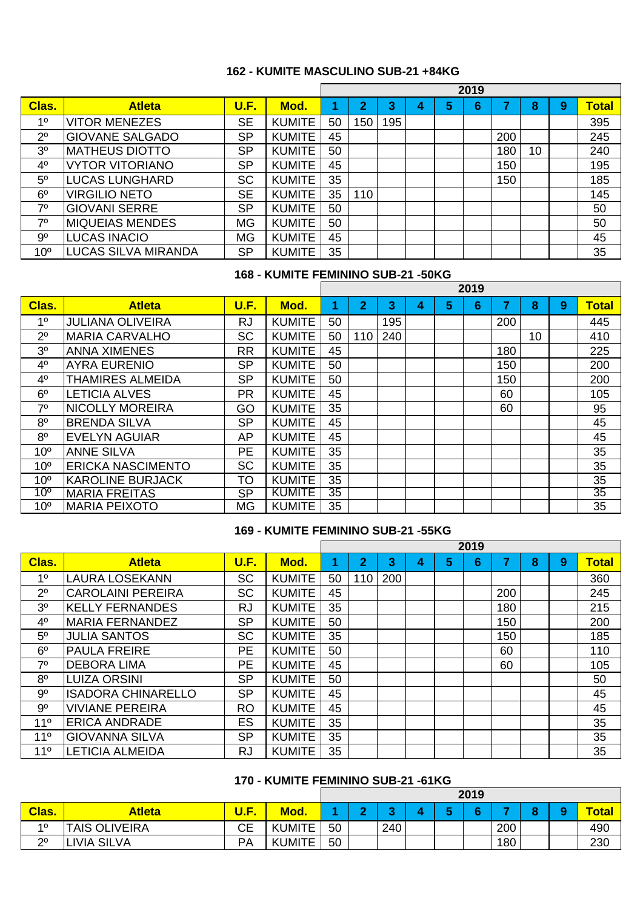### 162 - KUMITE MASCULINO SUB-21 +84KG

| | | | | 2019 | | | | | | | | | |
|---|---|---|---|---|---|---|---|---|---|---|---|---|---|
| **Clas.** | **Atleta** | **U.F.** | **Mod.** | **1** | **2** | **3** | **4** | **5** | **6** | **7** | **8** | **9** | **Total** |
| 1º | VITOR MENEZES | SE | KUMITE | 50 | 150 | 195 | | | | | | | 395 |
| 2º | GIOVANE SALGADO | SP | KUMITE | 45 | | | | | | 200 | | | 245 |
| 3º | MATHEUS DIOTTO | SP | KUMITE | 50 | | | | | | 180 | 10 | | 240 |
| 4º | VYTOR VITORIANO | SP | KUMITE | 45 | | | | | | 150 | | | 195 |
| 5º | LUCAS LUNGHARD | SC | KUMITE | 35 | | | | | | 150 | | | 185 |
| 6º | VIRGILIO NETO | SE | KUMITE | 35 | 110 | | | | | | | | 145 |
| 7º | GIOVANI SERRE | SP | KUMITE | 50 | | | | | | | | | 50 |
| 7º | MIQUEIAS MENDES | MG | KUMITE | 50 | | | | | | | | | 50 |
| 9º | LUCAS INACIO | MG | KUMITE | 45 | | | | | | | | | 45 |
| 10º | LUCAS SILVA MIRANDA | SP | KUMITE | 35 | | | | | | | | | 35 |

### 168 - KUMITE FEMININO SUB-21 -50KG

| | | | | 2019 | | | | | | | | | |
|---|---|---|---|---|---|---|---|---|---|---|---|---|---|
| **Clas.** | **Atleta** | **U.F.** | **Mod.** | **1** | **2** | **3** | **4** | **5** | **6** | **7** | **8** | **9** | **Total** |
| 1º | JULIANA OLIVEIRA | RJ | KUMITE | 50 | | 195 | | | | 200 | | | 445 |
| 2º | MARIA CARVALHO | SC | KUMITE | 50 | 110 | 240 | | | | | 10 | | 410 |
| 3º | ANNA XIMENES | RR | KUMITE | 45 | | | | | | 180 | | | 225 |
| 4º | AYRA EURENIO | SP | KUMITE | 50 | | | | | | 150 | | | 200 |
| 4º | THAMIRES ALMEIDA | SP | KUMITE | 50 | | | | | | 150 | | | 200 |
| 6º | LETICIA ALVES | PR | KUMITE | 45 | | | | | | 60 | | | 105 |
| 7º | NICOLLY MOREIRA | GO | KUMITE | 35 | | | | | | 60 | | | 95 |
| 8º | BRENDA SILVA | SP | KUMITE | 45 | | | | | | | | | 45 |
| 8º | EVELYN AGUIAR | AP | KUMITE | 45 | | | | | | | | | 45 |
| 10º | ANNE SILVA | PE | KUMITE | 35 | | | | | | | | | 35 |
| 10º | ERICKA NASCIMENTO | SC | KUMITE | 35 | | | | | | | | | 35 |
| 10º | KAROLINE BURJACK | TO | KUMITE | 35 | | | | | | | | | 35 |
| 10º | MARIA FREITAS | SP | KUMITE | 35 | | | | | | | | | 35 |
| 10º | MARIA PEIXOTO | MG | KUMITE | 35 | | | | | | | | | 35 |

### 169 - KUMITE FEMININO SUB-21 -55KG

| | | | | 2019 | | | | | | | | | |
|---|---|---|---|---|---|---|---|---|---|---|---|---|---|
| **Clas.** | **Atleta** | **U.F.** | **Mod.** | **1** | **2** | **3** | **4** | **5** | **6** | **7** | **8** | **9** | **Total** |
| 1º | LAURA LOSEKANN | SC | KUMITE | 50 | 110 | 200 | | | | | | | 360 |
| 2º | CAROLAINI PEREIRA | SC | KUMITE | 45 | | | | | | 200 | | | 245 |
| 3º | KELLY FERNANDES | RJ | KUMITE | 35 | | | | | | 180 | | | 215 |
| 4º | MARIA FERNANDEZ | SP | KUMITE | 50 | | | | | | 150 | | | 200 |
| 5º | JULIA SANTOS | SC | KUMITE | 35 | | | | | | 150 | | | 185 |
| 6º | PAULA FREIRE | PE | KUMITE | 50 | | | | | | 60 | | | 110 |
| 7º | DEBORA LIMA | PE | KUMITE | 45 | | | | | | 60 | | | 105 |
| 8º | LUIZA ORSINI | SP | KUMITE | 50 | | | | | | | | | 50 |
| 9º | ISADORA CHINARELLO | SP | KUMITE | 45 | | | | | | | | | 45 |
| 9º | VIVIANE PEREIRA | RO | KUMITE | 45 | | | | | | | | | 45 |
| 11º | ERICA ANDRADE | ES | KUMITE | 35 | | | | | | | | | 35 |
| 11º | GIOVANNA SILVA | SP | KUMITE | 35 | | | | | | | | | 35 |
| 11º | LETICIA ALMEIDA | RJ | KUMITE | 35 | | | | | | | | | 35 |

### 170 - KUMITE FEMININO SUB-21 -61KG

| | | | | 2019 | | | | | | | | | |
|---|---|---|---|---|---|---|---|---|---|---|---|---|---|
| **Clas.** | **Atleta** | **U.F.** | **Mod.** | **1** | **2** | **3** | **4** | **5** | **6** | **7** | **8** | **9** | **Total** |
| 1º | TAIS OLIVEIRA | CE | KUMITE | 50 | | 240 | | | | 200 | | | 490 |
| 2º | LIVIA SILVA | PA | KUMITE | 50 | | | | | | 180 | | | 230 |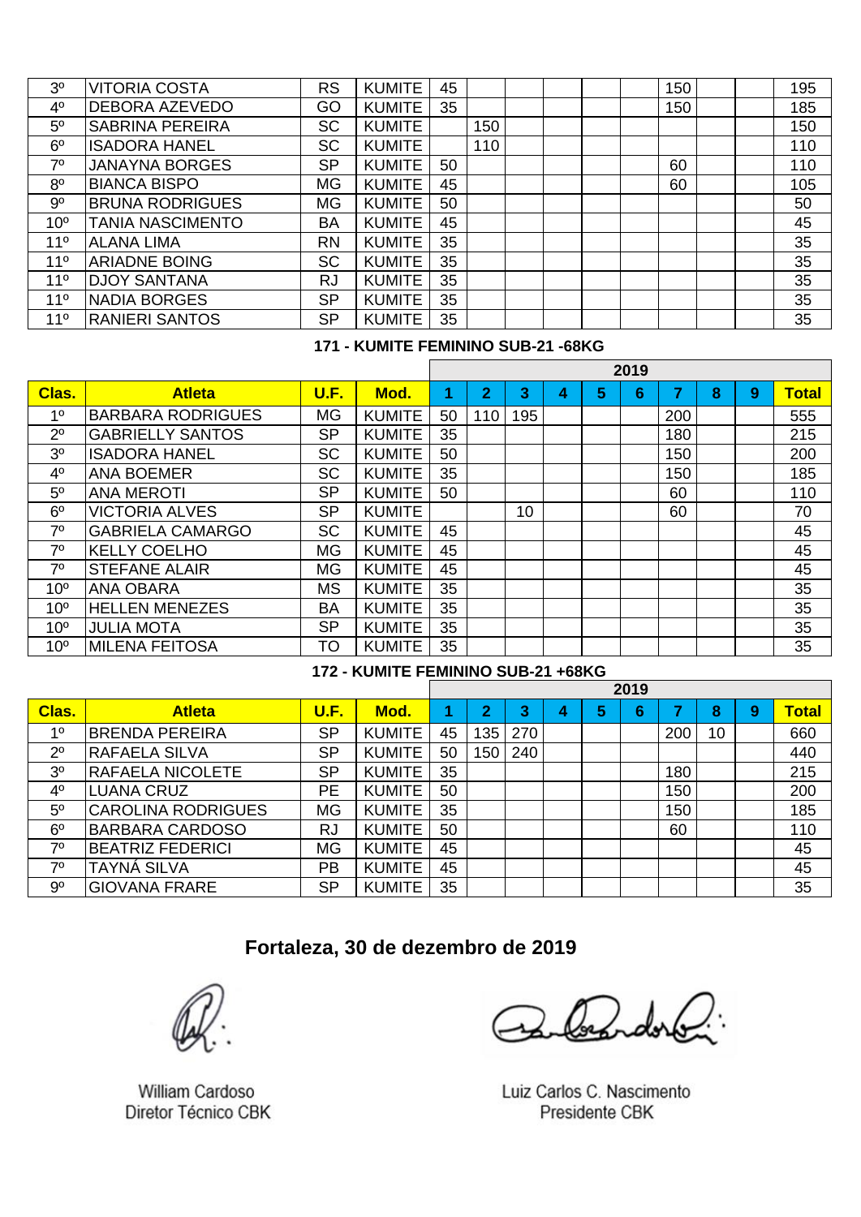| | | | | | | | | | | | | | |
|---|---|---|---|---|---|---|---|---|---|---|---|---|---|
| 3º | VITORIA COSTA | RS | KUMITE | 45 | | | | | | 150 | | | 195 |
| 4º | DEBORA AZEVEDO | GO | KUMITE | 35 | | | | | | 150 | | | 185 |
| 5º | SABRINA PEREIRA | SC | KUMITE | | 150 | | | | | | | | 150 |
| 6º | ISADORA HANEL | SC | KUMITE | | 110 | | | | | | | | 110 |
| 7º | JANAYNA BORGES | SP | KUMITE | 50 | | | | | | 60 | | | 110 |
| 8º | BIANCA BISPO | MG | KUMITE | 45 | | | | | | 60 | | | 105 |
| 9º | BRUNA RODRIGUES | MG | KUMITE | 50 | | | | | | | | | 50 |
| 10º | TANIA NASCIMENTO | BA | KUMITE | 45 | | | | | | | | | 45 |
| 11º | ALANA LIMA | RN | KUMITE | 35 | | | | | | | | | 35 |
| 11º | ARIADNE BOING | SC | KUMITE | 35 | | | | | | | | | 35 |
| 11º | DJOY SANTANA | RJ | KUMITE | 35 | | | | | | | | | 35 |
| 11º | NADIA BORGES | SP | KUMITE | 35 | | | | | | | | | 35 |
| 11º | RANIERI SANTOS | SP | KUMITE | 35 | | | | | | | | | 35 |

**171 - KUMITE FEMININO SUB-21 -68KG**

| | | | | 2019 | | | | | | | | | |
|---|---|---|---|---|---|---|---|---|---|---|---|---|---|
| **Clas.** | **Atleta** | **U.F.** | **Mod.** | **1** | **2** | **3** | **4** | **5** | **6** | **7** | **8** | **9** | **Total** |
| 1º | BARBARA RODRIGUES | MG | KUMITE | 50 | 110 | 195 | | | | 200 | | | 555 |
| 2º | GABRIELLY SANTOS | SP | KUMITE | 35 | | | | | | 180 | | | 215 |
| 3º | ISADORA HANEL | SC | KUMITE | 50 | | | | | | 150 | | | 200 |
| 4º | ANA BOEMER | SC | KUMITE | 35 | | | | | | 150 | | | 185 |
| 5º | ANA MEROTI | SP | KUMITE | 50 | | | | | | 60 | | | 110 |
| 6º | VICTORIA ALVES | SP | KUMITE | | | 10 | | | | 60 | | | 70 |
| 7º | GABRIELA CAMARGO | SC | KUMITE | 45 | | | | | | | | | 45 |
| 7º | KELLY COELHO | MG | KUMITE | 45 | | | | | | | | | 45 |
| 7º | STEFANE ALAIR | MG | KUMITE | 45 | | | | | | | | | 45 |
| 10º | ANA OBARA | MS | KUMITE | 35 | | | | | | | | | 35 |
| 10º | HELLEN MENEZES | BA | KUMITE | 35 | | | | | | | | | 35 |
| 10º | JULIA MOTA | SP | KUMITE | 35 | | | | | | | | | 35 |
| 10º | MILENA FEITOSA | TO | KUMITE | 35 | | | | | | | | | 35 |

**172 - KUMITE FEMININO SUB-21 +68KG**

| | | | | 2019 | | | | | | | | | |
|---|---|---|---|---|---|---|---|---|---|---|---|---|---|
| **Clas.** | **Atleta** | **U.F.** | **Mod.** | **1** | **2** | **3** | **4** | **5** | **6** | **7** | **8** | **9** | **Total** |
| 1º | BRENDA PEREIRA | SP | KUMITE | 45 | 135 | 270 | | | | 200 | 10 | | 660 |
| 2º | RAFAELA SILVA | SP | KUMITE | 50 | 150 | 240 | | | | | | | 440 |
| 3º | RAFAELA NICOLETE | SP | KUMITE | 35 | | | | | | 180 | | | 215 |
| 4º | LUANA CRUZ | PE | KUMITE | 50 | | | | | | 150 | | | 200 |
| 5º | CAROLINA RODRIGUES | MG | KUMITE | 35 | | | | | | 150 | | | 185 |
| 6º | BARBARA CARDOSO | RJ | KUMITE | 50 | | | | | | 60 | | | 110 |
| 7º | BEATRIZ FEDERICI | MG | KUMITE | 45 | | | | | | | | | 45 |
| 7º | TAYNÁ SILVA | PB | KUMITE | 45 | | | | | | | | | 45 |
| 9º | GIOVANA FRARE | SP | KUMITE | 35 | | | | | | | | | 35 |

**Fortaleza, 30 de dezembro de 2019**

William Cardoso
Diretor Técnico CBK

Luiz Carlos C. Nascimento
Presidente CBK